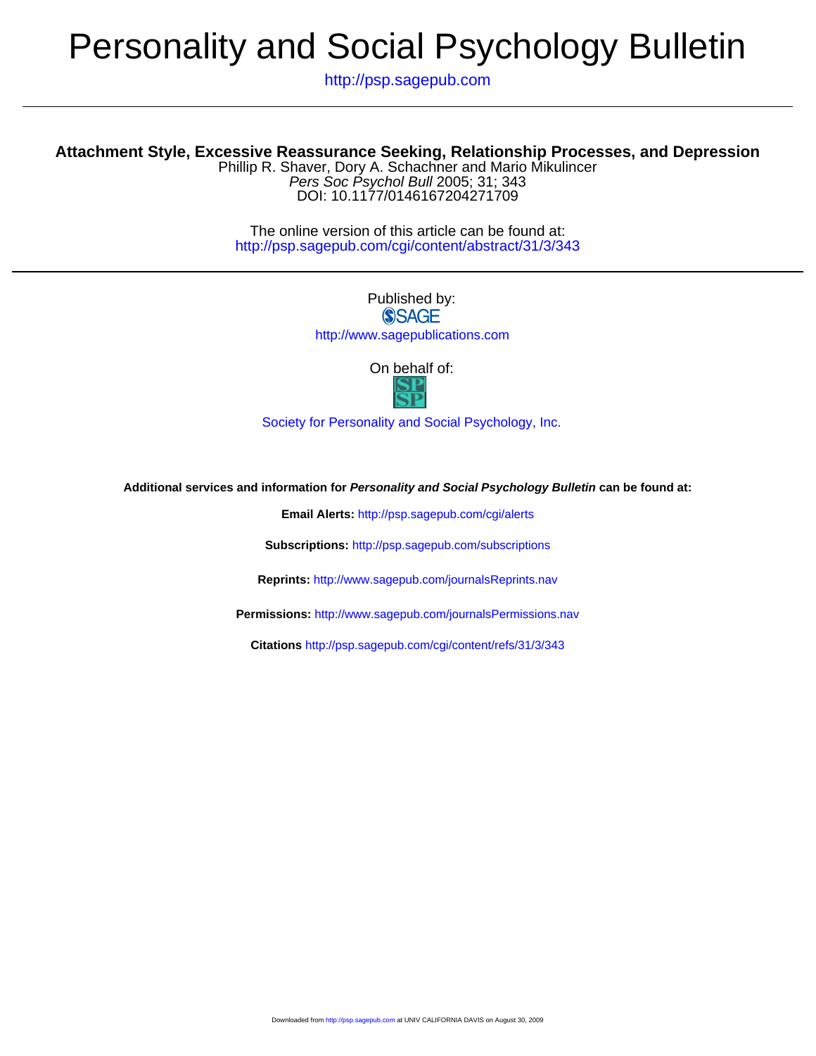# Personality and Social Psychology Bulletin

http://psp.sagepub.com

## Attachment Style, Excessive Reassurance Seeking, Relationship Processes, and Depression

Phillip R. Shaver, Dory A. Schachner and Mario Mikulincer

*Pers Soc Psychol Bull* 2005; 31; 343

DOI: 10.1177/0146167204271709

The online version of this article can be found at:

http://psp.sagepub.com/cgi/content/abstract/31/3/343

Published by:

SAGE

http://www.sagepublications.com

On behalf of:

SPSP

Society for Personality and Social Psychology, Inc.

**Additional services and information for *Personality and Social Psychology Bulletin* can be found at:**

**Email Alerts:** http://psp.sagepub.com/cgi/alerts

**Subscriptions:** http://psp.sagepub.com/subscriptions

**Reprints:** http://www.sagepub.com/journalsReprints.nav

**Permissions:** http://www.sagepub.com/journalsPermissions.nav

**Citations** http://psp.sagepub.com/cgi/content/refs/31/3/343

Downloaded from http://psp.sagepub.com at UNIV CALIFORNIA DAVIS on August 30, 2009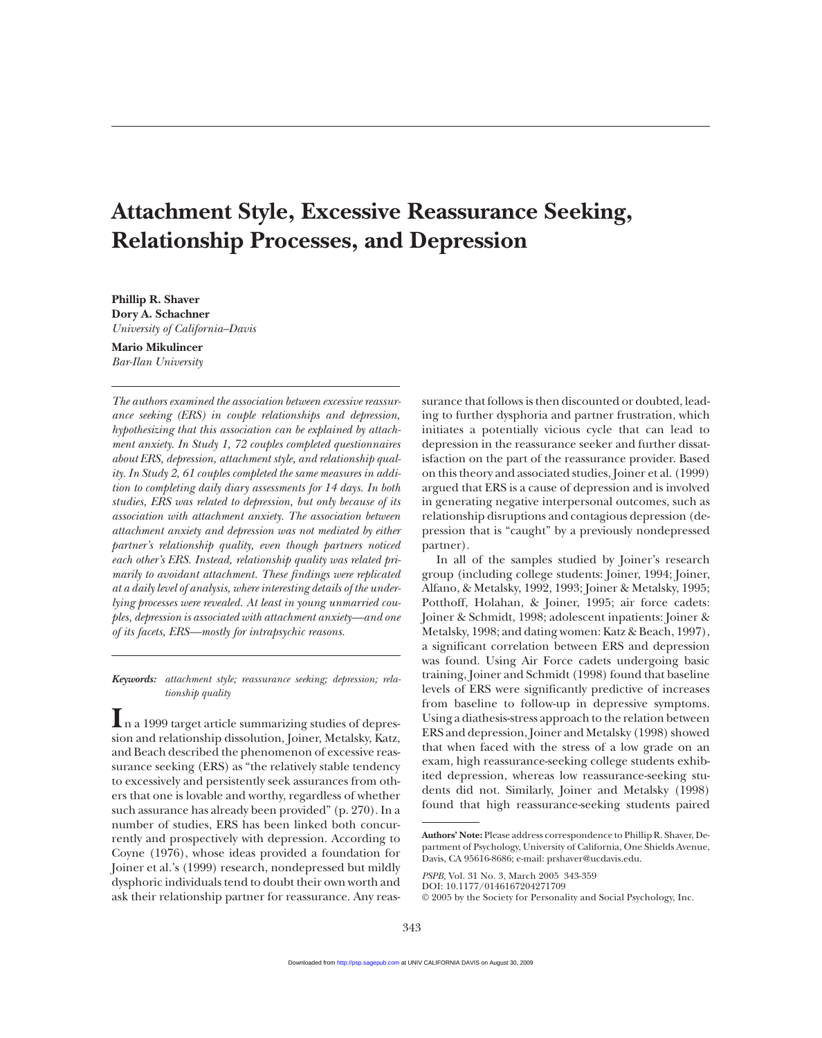# Attachment Style, Excessive Reassurance Seeking, Relationship Processes, and Depression

**Phillip R. Shaver**
**Dory A. Schachner**
*University of California–Davis*

**Mario Mikulincer**
*Bar-Ilan University*

*The authors examined the association between excessive reassurance seeking (ERS) in couple relationships and depression, hypothesizing that this association can be explained by attachment anxiety. In Study 1, 72 couples completed questionnaires about ERS, depression, attachment style, and relationship quality. In Study 2, 61 couples completed the same measures in addition to completing daily diary assessments for 14 days. In both studies, ERS was related to depression, but only because of its association with attachment anxiety. The association between attachment anxiety and depression was not mediated by either partner's relationship quality, even though partners noticed each other's ERS. Instead, relationship quality was related primarily to avoidant attachment. These findings were replicated at a daily level of analysis, where interesting details of the underlying processes were revealed. At least in young unmarried couples, depression is associated with attachment anxiety—and one of its facets, ERS—mostly for intrapsychic reasons.*

***Keywords:*** *attachment style; reassurance seeking; depression; relationship quality*

In a 1999 target article summarizing studies of depression and relationship dissolution, Joiner, Metalsky, Katz, and Beach described the phenomenon of excessive reassurance seeking (ERS) as "the relatively stable tendency to excessively and persistently seek assurances from others that one is lovable and worthy, regardless of whether such assurance has already been provided" (p. 270). In a number of studies, ERS has been linked both concurrently and prospectively with depression. According to Coyne (1976), whose ideas provided a foundation for Joiner et al.'s (1999) research, nondepressed but mildly dysphoric individuals tend to doubt their own worth and ask their relationship partner for reassurance. Any reassurance that follows is then discounted or doubted, leading to further dysphoria and partner frustration, which initiates a potentially vicious cycle that can lead to depression in the reassurance seeker and further dissatisfaction on the part of the reassurance provider. Based on this theory and associated studies, Joiner et al. (1999) argued that ERS is a cause of depression and is involved in generating negative interpersonal outcomes, such as relationship disruptions and contagious depression (depression that is "caught" by a previously nondepressed partner).

In all of the samples studied by Joiner's research group (including college students: Joiner, 1994; Joiner, Alfano, & Metalsky, 1992, 1993; Joiner & Metalsky, 1995; Potthoff, Holahan, & Joiner, 1995; air force cadets: Joiner & Schmidt, 1998; adolescent inpatients: Joiner & Metalsky, 1998; and dating women: Katz & Beach, 1997), a significant correlation between ERS and depression was found. Using Air Force cadets undergoing basic training, Joiner and Schmidt (1998) found that baseline levels of ERS were significantly predictive of increases from baseline to follow-up in depressive symptoms. Using a diathesis-stress approach to the relation between ERS and depression, Joiner and Metalsky (1998) showed that when faced with the stress of a low grade on an exam, high reassurance-seeking college students exhibited depression, whereas low reassurance-seeking students did not. Similarly, Joiner and Metalsky (1998) found that high reassurance-seeking students paired

**Authors' Note:** Please address correspondence to Phillip R. Shaver, Department of Psychology, University of California, One Shields Avenue, Davis, CA 95616-8686; e-mail: prshaver@ucdavis.edu.

*PSPB*, Vol. 31 No. 3, March 2005 343-359
DOI: 10.1177/0146167204271709
© 2005 by the Society for Personality and Social Psychology, Inc.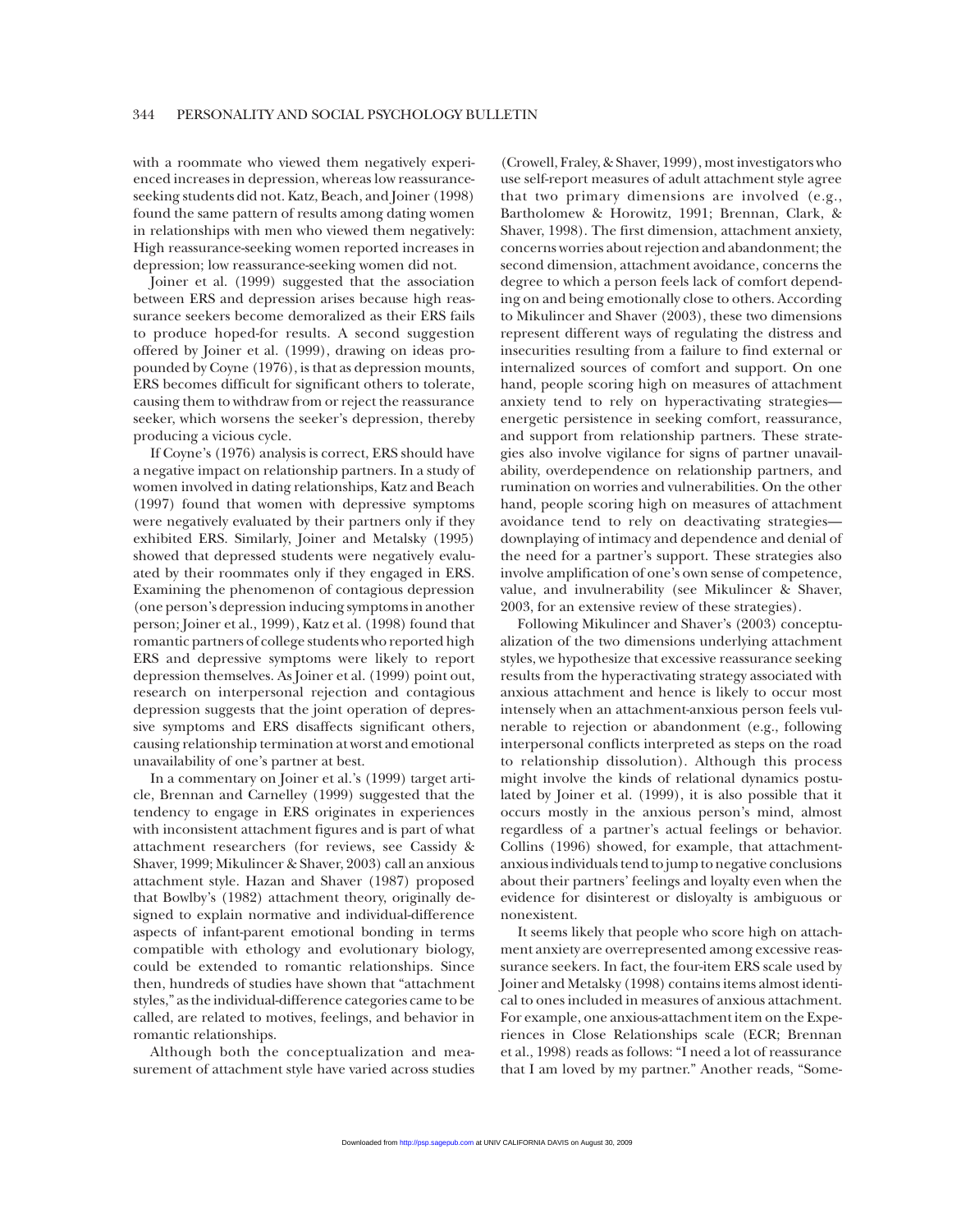with a roommate who viewed them negatively experienced increases in depression, whereas low reassurance-seeking students did not. Katz, Beach, and Joiner (1998) found the same pattern of results among dating women in relationships with men who viewed them negatively: High reassurance-seeking women reported increases in depression; low reassurance-seeking women did not.

Joiner et al. (1999) suggested that the association between ERS and depression arises because high reassurance seekers become demoralized as their ERS fails to produce hoped-for results. A second suggestion offered by Joiner et al. (1999), drawing on ideas propounded by Coyne (1976), is that as depression mounts, ERS becomes difficult for significant others to tolerate, causing them to withdraw from or reject the reassurance seeker, which worsens the seeker's depression, thereby producing a vicious cycle.

If Coyne's (1976) analysis is correct, ERS should have a negative impact on relationship partners. In a study of women involved in dating relationships, Katz and Beach (1997) found that women with depressive symptoms were negatively evaluated by their partners only if they exhibited ERS. Similarly, Joiner and Metalsky (1995) showed that depressed students were negatively evaluated by their roommates only if they engaged in ERS. Examining the phenomenon of contagious depression (one person's depression inducing symptoms in another person; Joiner et al., 1999), Katz et al. (1998) found that romantic partners of college students who reported high ERS and depressive symptoms were likely to report depression themselves. As Joiner et al. (1999) point out, research on interpersonal rejection and contagious depression suggests that the joint operation of depressive symptoms and ERS disaffects significant others, causing relationship termination at worst and emotional unavailability of one's partner at best.

In a commentary on Joiner et al.'s (1999) target article, Brennan and Carnelley (1999) suggested that the tendency to engage in ERS originates in experiences with inconsistent attachment figures and is part of what attachment researchers (for reviews, see Cassidy & Shaver, 1999; Mikulincer & Shaver, 2003) call an anxious attachment style. Hazan and Shaver (1987) proposed that Bowlby's (1982) attachment theory, originally designed to explain normative and individual-difference aspects of infant-parent emotional bonding in terms compatible with ethology and evolutionary biology, could be extended to romantic relationships. Since then, hundreds of studies have shown that "attachment styles," as the individual-difference categories came to be called, are related to motives, feelings, and behavior in romantic relationships.

Although both the conceptualization and measurement of attachment style have varied across studies (Crowell, Fraley, & Shaver, 1999), most investigators who use self-report measures of adult attachment style agree that two primary dimensions are involved (e.g., Bartholomew & Horowitz, 1991; Brennan, Clark, & Shaver, 1998). The first dimension, attachment anxiety, concerns worries about rejection and abandonment; the second dimension, attachment avoidance, concerns the degree to which a person feels lack of comfort depending on and being emotionally close to others. According to Mikulincer and Shaver (2003), these two dimensions represent different ways of regulating the distress and insecurities resulting from a failure to find external or internalized sources of comfort and support. On one hand, people scoring high on measures of attachment anxiety tend to rely on hyperactivating strategies—energetic persistence in seeking comfort, reassurance, and support from relationship partners. These strategies also involve vigilance for signs of partner unavailability, overdependence on relationship partners, and rumination on worries and vulnerabilities. On the other hand, people scoring high on measures of attachment avoidance tend to rely on deactivating strategies—downplaying of intimacy and dependence and denial of the need for a partner's support. These strategies also involve amplification of one's own sense of competence, value, and invulnerability (see Mikulincer & Shaver, 2003, for an extensive review of these strategies).

Following Mikulincer and Shaver's (2003) conceptualization of the two dimensions underlying attachment styles, we hypothesize that excessive reassurance seeking results from the hyperactivating strategy associated with anxious attachment and hence is likely to occur most intensely when an attachment-anxious person feels vulnerable to rejection or abandonment (e.g., following interpersonal conflicts interpreted as steps on the road to relationship dissolution). Although this process might involve the kinds of relational dynamics postulated by Joiner et al. (1999), it is also possible that it occurs mostly in the anxious person's mind, almost regardless of a partner's actual feelings or behavior. Collins (1996) showed, for example, that attachment-anxious individuals tend to jump to negative conclusions about their partners' feelings and loyalty even when the evidence for disinterest or disloyalty is ambiguous or nonexistent.

It seems likely that people who score high on attachment anxiety are overrepresented among excessive reassurance seekers. In fact, the four-item ERS scale used by Joiner and Metalsky (1998) contains items almost identical to ones included in measures of anxious attachment. For example, one anxious-attachment item on the Experiences in Close Relationships scale (ECR; Brennan et al., 1998) reads as follows: "I need a lot of reassurance that I am loved by my partner." Another reads, "Some-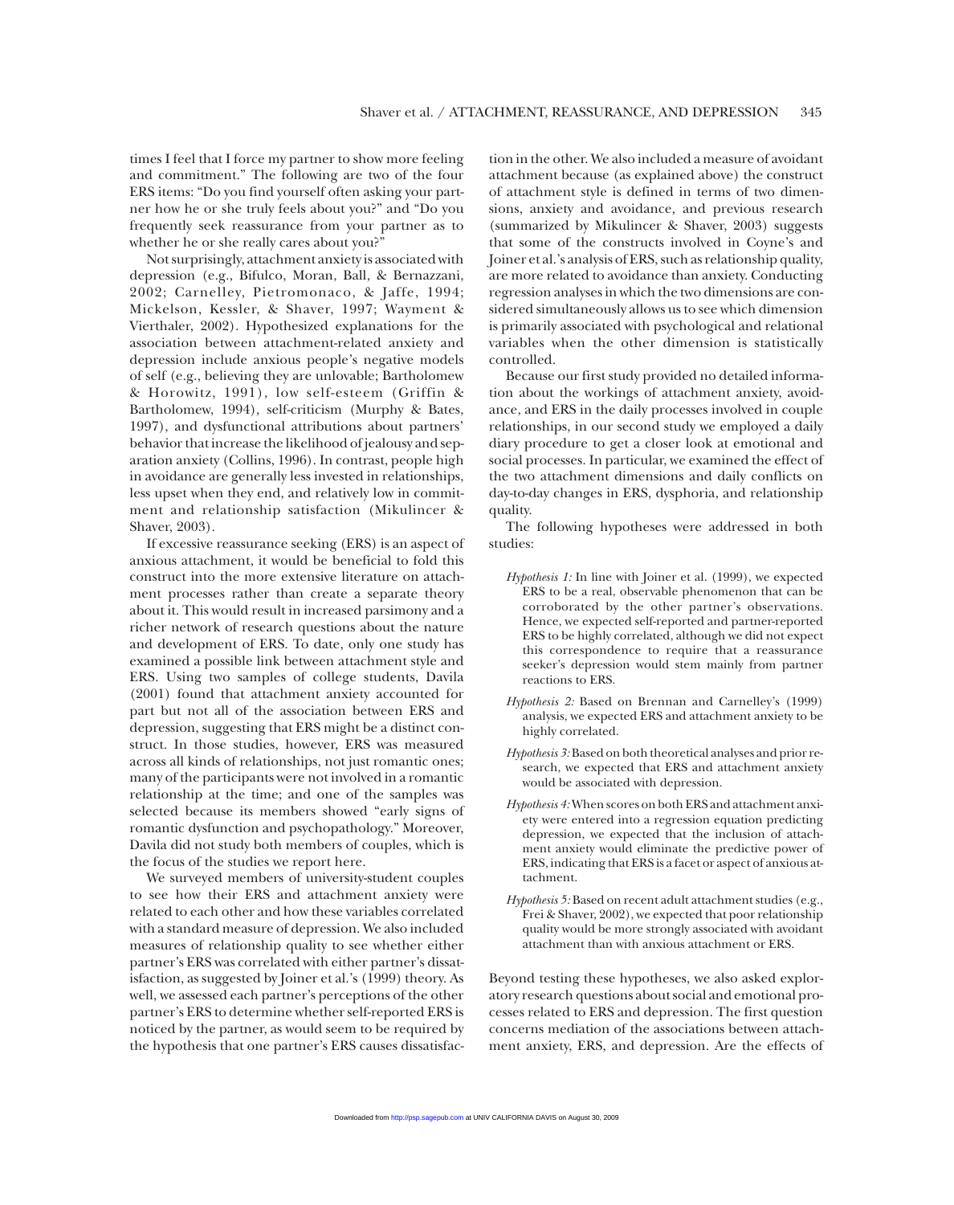times I feel that I force my partner to show more feeling and commitment." The following are two of the four ERS items: "Do you find yourself often asking your partner how he or she truly feels about you?" and "Do you frequently seek reassurance from your partner as to whether he or she really cares about you?"

Not surprisingly, attachment anxiety is associated with depression (e.g., Bifulco, Moran, Ball, & Bernazzani, 2002; Carnelley, Pietromonaco, & Jaffe, 1994; Mickelson, Kessler, & Shaver, 1997; Wayment & Vierthaler, 2002). Hypothesized explanations for the association between attachment-related anxiety and depression include anxious people's negative models of self (e.g., believing they are unlovable; Bartholomew & Horowitz, 1991), low self-esteem (Griffin & Bartholomew, 1994), self-criticism (Murphy & Bates, 1997), and dysfunctional attributions about partners' behavior that increase the likelihood of jealousy and separation anxiety (Collins, 1996). In contrast, people high in avoidance are generally less invested in relationships, less upset when they end, and relatively low in commitment and relationship satisfaction (Mikulincer & Shaver, 2003).

If excessive reassurance seeking (ERS) is an aspect of anxious attachment, it would be beneficial to fold this construct into the more extensive literature on attachment processes rather than create a separate theory about it. This would result in increased parsimony and a richer network of research questions about the nature and development of ERS. To date, only one study has examined a possible link between attachment style and ERS. Using two samples of college students, Davila (2001) found that attachment anxiety accounted for part but not all of the association between ERS and depression, suggesting that ERS might be a distinct construct. In those studies, however, ERS was measured across all kinds of relationships, not just romantic ones; many of the participants were not involved in a romantic relationship at the time; and one of the samples was selected because its members showed "early signs of romantic dysfunction and psychopathology." Moreover, Davila did not study both members of couples, which is the focus of the studies we report here.

We surveyed members of university-student couples to see how their ERS and attachment anxiety were related to each other and how these variables correlated with a standard measure of depression. We also included measures of relationship quality to see whether either partner's ERS was correlated with either partner's dissatisfaction, as suggested by Joiner et al.'s (1999) theory. As well, we assessed each partner's perceptions of the other partner's ERS to determine whether self-reported ERS is noticed by the partner, as would seem to be required by the hypothesis that one partner's ERS causes dissatisfaction in the other. We also included a measure of avoidant attachment because (as explained above) the construct of attachment style is defined in terms of two dimensions, anxiety and avoidance, and previous research (summarized by Mikulincer & Shaver, 2003) suggests that some of the constructs involved in Coyne's and Joiner et al.'s analysis of ERS, such as relationship quality, are more related to avoidance than anxiety. Conducting regression analyses in which the two dimensions are considered simultaneously allows us to see which dimension is primarily associated with psychological and relational variables when the other dimension is statistically controlled.

Because our first study provided no detailed information about the workings of attachment anxiety, avoidance, and ERS in the daily processes involved in couple relationships, in our second study we employed a daily diary procedure to get a closer look at emotional and social processes. In particular, we examined the effect of the two attachment dimensions and daily conflicts on day-to-day changes in ERS, dysphoria, and relationship quality.

The following hypotheses were addressed in both studies:

- *Hypothesis 1:* In line with Joiner et al. (1999), we expected ERS to be a real, observable phenomenon that can be corroborated by the other partner's observations. Hence, we expected self-reported and partner-reported ERS to be highly correlated, although we did not expect this correspondence to require that a reassurance seeker's depression would stem mainly from partner reactions to ERS.
- *Hypothesis 2:* Based on Brennan and Carnelley's (1999) analysis, we expected ERS and attachment anxiety to be highly correlated.
- *Hypothesis 3:* Based on both theoretical analyses and prior research, we expected that ERS and attachment anxiety would be associated with depression.
- *Hypothesis 4:* When scores on both ERS and attachment anxiety were entered into a regression equation predicting depression, we expected that the inclusion of attachment anxiety would eliminate the predictive power of ERS, indicating that ERS is a facet or aspect of anxious attachment.
- *Hypothesis 5:* Based on recent adult attachment studies (e.g., Frei & Shaver, 2002), we expected that poor relationship quality would be more strongly associated with avoidant attachment than with anxious attachment or ERS.

Beyond testing these hypotheses, we also asked exploratory research questions about social and emotional processes related to ERS and depression. The first question concerns mediation of the associations between attachment anxiety, ERS, and depression. Are the effects of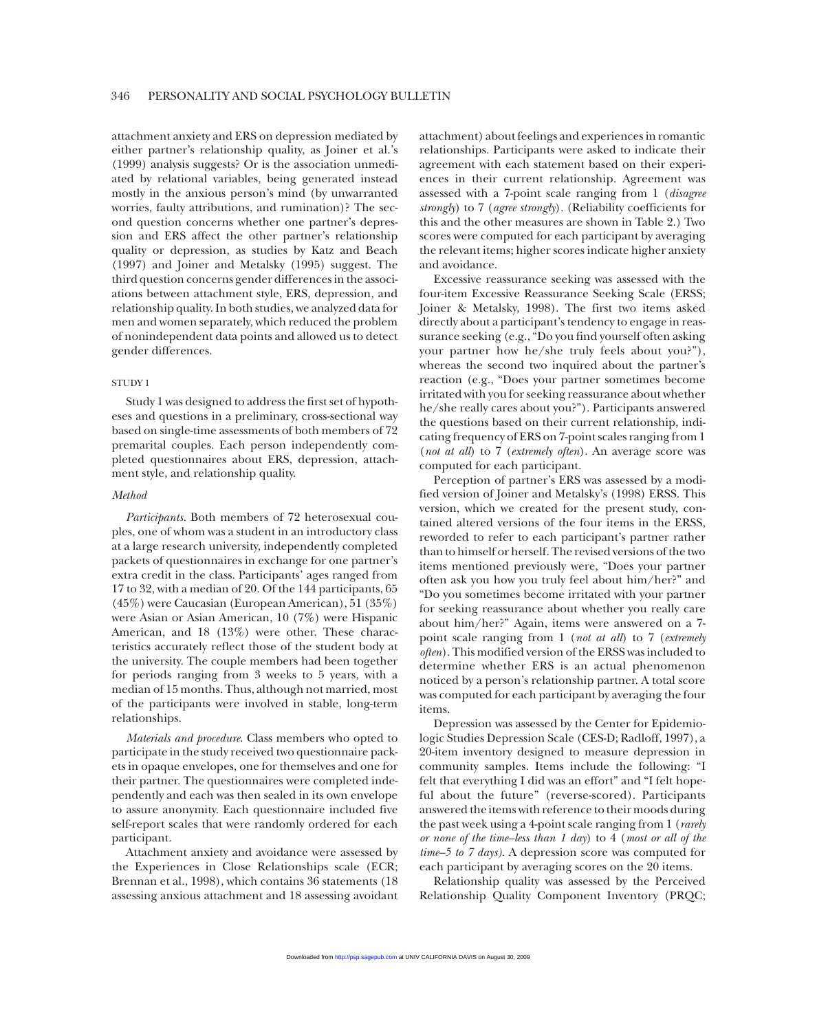attachment anxiety and ERS on depression mediated by either partner's relationship quality, as Joiner et al.'s (1999) analysis suggests? Or is the association unmediated by relational variables, being generated instead mostly in the anxious person's mind (by unwarranted worries, faulty attributions, and rumination)? The second question concerns whether one partner's depression and ERS affect the other partner's relationship quality or depression, as studies by Katz and Beach (1997) and Joiner and Metalsky (1995) suggest. The third question concerns gender differences in the associations between attachment style, ERS, depression, and relationship quality. In both studies, we analyzed data for men and women separately, which reduced the problem of nonindependent data points and allowed us to detect gender differences.

## STUDY 1

Study 1 was designed to address the first set of hypotheses and questions in a preliminary, cross-sectional way based on single-time assessments of both members of 72 premarital couples. Each person independently completed questionnaires about ERS, depression, attachment style, and relationship quality.

### *Method*

*Participants.* Both members of 72 heterosexual couples, one of whom was a student in an introductory class at a large research university, independently completed packets of questionnaires in exchange for one partner's extra credit in the class. Participants' ages ranged from 17 to 32, with a median of 20. Of the 144 participants, 65 (45%) were Caucasian (European American), 51 (35%) were Asian or Asian American, 10 (7%) were Hispanic American, and 18 (13%) were other. These characteristics accurately reflect those of the student body at the university. The couple members had been together for periods ranging from 3 weeks to 5 years, with a median of 15 months. Thus, although not married, most of the participants were involved in stable, long-term relationships.

*Materials and procedure.* Class members who opted to participate in the study received two questionnaire packets in opaque envelopes, one for themselves and one for their partner. The questionnaires were completed independently and each was then sealed in its own envelope to assure anonymity. Each questionnaire included five self-report scales that were randomly ordered for each participant.

Attachment anxiety and avoidance were assessed by the Experiences in Close Relationships scale (ECR; Brennan et al., 1998), which contains 36 statements (18 assessing anxious attachment and 18 assessing avoidant attachment) about feelings and experiences in romantic relationships. Participants were asked to indicate their agreement with each statement based on their experiences in their current relationship. Agreement was assessed with a 7-point scale ranging from 1 (*disagree strongly*) to 7 (*agree strongly*). (Reliability coefficients for this and the other measures are shown in Table 2.) Two scores were computed for each participant by averaging the relevant items; higher scores indicate higher anxiety and avoidance.

Excessive reassurance seeking was assessed with the four-item Excessive Reassurance Seeking Scale (ERSS; Joiner & Metalsky, 1998). The first two items asked directly about a participant's tendency to engage in reassurance seeking (e.g., "Do you find yourself often asking your partner how he/she truly feels about you?"), whereas the second two inquired about the partner's reaction (e.g., "Does your partner sometimes become irritated with you for seeking reassurance about whether he/she really cares about you?"). Participants answered the questions based on their current relationship, indicating frequency of ERS on 7-point scales ranging from 1 (*not at all*) to 7 (*extremely often*). An average score was computed for each participant.

Perception of partner's ERS was assessed by a modified version of Joiner and Metalsky's (1998) ERSS. This version, which we created for the present study, contained altered versions of the four items in the ERSS, reworded to refer to each participant's partner rather than to himself or herself. The revised versions of the two items mentioned previously were, "Does your partner often ask you how you truly feel about him/her?" and "Do you sometimes become irritated with your partner for seeking reassurance about whether you really care about him/her?" Again, items were answered on a 7-point scale ranging from 1 (*not at all*) to 7 (*extremely often*). This modified version of the ERSS was included to determine whether ERS is an actual phenomenon noticed by a person's relationship partner. A total score was computed for each participant by averaging the four items.

Depression was assessed by the Center for Epidemiologic Studies Depression Scale (CES-D; Radloff, 1997), a 20-item inventory designed to measure depression in community samples. Items include the following: "I felt that everything I did was an effort" and "I felt hopeful about the future" (reverse-scored). Participants answered the items with reference to their moods during the past week using a 4-point scale ranging from 1 (*rarely or none of the time–less than 1 day*) to 4 (*most or all of the time–5 to 7 days*). A depression score was computed for each participant by averaging scores on the 20 items.

Relationship quality was assessed by the Perceived Relationship Quality Component Inventory (PRQC;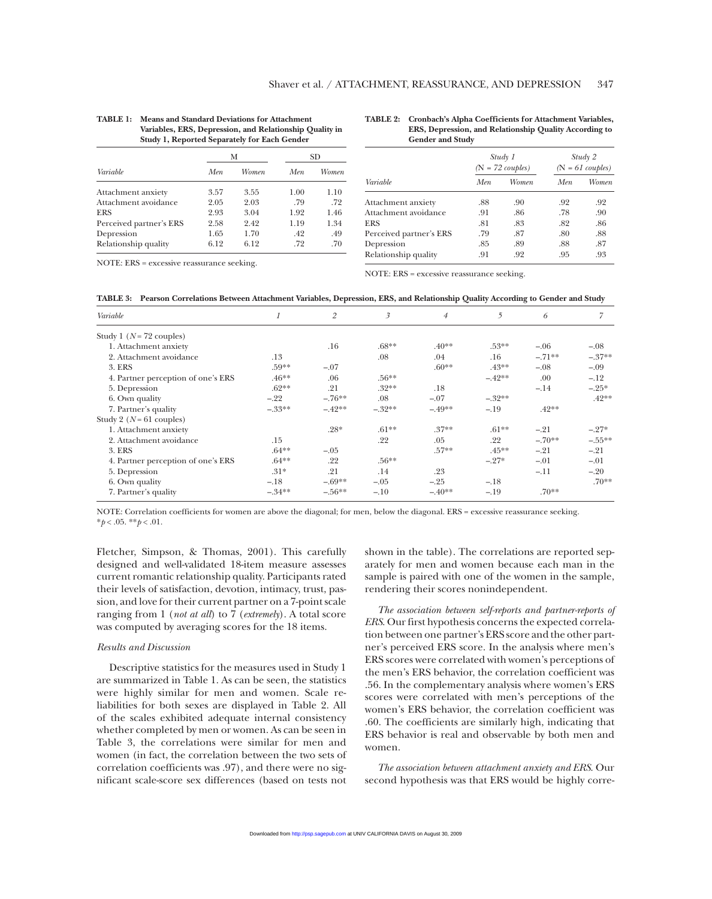**TABLE 1: Means and Standard Deviations for Attachment Variables, ERS, Depression, and Relationship Quality in Study 1, Reported Separately for Each Gender**

| | *M* | | *SD* | |
|---|---|---|---|---|
| *Variable* | *Men* | *Women* | *Men* | *Women* |
| Attachment anxiety | 3.57 | 3.55 | 1.00 | 1.10 |
| Attachment avoidance | 2.05 | 2.03 | .79 | .72 |
| ERS | 2.93 | 3.04 | 1.92 | 1.46 |
| Perceived partner's ERS | 2.58 | 2.42 | 1.19 | 1.34 |
| Depression | 1.65 | 1.70 | .42 | .49 |
| Relationship quality | 6.12 | 6.12 | .72 | .70 |

NOTE: ERS = excessive reassurance seeking.

**TABLE 2: Cronbach's Alpha Coefficients for Attachment Variables, ERS, Depression, and Relationship Quality According to Gender and Study**

| | *Study 1* (N = *72 couples*) | | *Study 2* (N = *61 couples*) | |
|---|---|---|---|---|
| *Variable* | *Men* | *Women* | *Men* | *Women* |
| Attachment anxiety | .88 | .90 | .92 | .92 |
| Attachment avoidance | .91 | .86 | .78 | .90 |
| ERS | .81 | .83 | .82 | .86 |
| Perceived partner's ERS | .79 | .87 | .80 | .88 |
| Depression | .85 | .89 | .88 | .87 |
| Relationship quality | .91 | .92 | .95 | .93 |

NOTE: ERS = excessive reassurance seeking.

**TABLE 3: Pearson Correlations Between Attachment Variables, Depression, ERS, and Relationship Quality According to Gender and Study**

| *Variable* | *1* | *2* | *3* | *4* | *5* | *6* | *7* |
|---|---|---|---|---|---|---|---|
| Study 1 (*N* = 72 couples) | | | | | | | |
| 1. Attachment anxiety | | .16 | .68** | .40** | .53** | –.06 | –.08 |
| 2. Attachment avoidance | .13 | | .08 | .04 | .16 | –.71** | –.37** |
| 3. ERS | .59** | –.07 | | .60** | .43** | –.08 | –.09 |
| 4. Partner perception of one's ERS | .46** | .06 | .56** | | –.42** | .00 | –.12 |
| 5. Depression | .62** | .21 | .32** | .18 | | –.14 | –.25* |
| 6. Own quality | –.22 | –.76** | .08 | –.07 | –.32** | | .42** |
| 7. Partner's quality | –.33** | –.42** | –.32** | –.49** | –.19 | .42** | |
| Study 2 (*N* = 61 couples) | | | | | | | |
| 1. Attachment anxiety | | .28* | .61** | .37** | .61** | –.21 | –.27* |
| 2. Attachment avoidance | .15 | | .22 | .05 | .22 | –.70** | –.55** |
| 3. ERS | .64** | –.05 | | .57** | .45** | –.21 | –.21 |
| 4. Partner perception of one's ERS | .64** | .22 | .56** | | –.27* | –.01 | –.01 |
| 5. Depression | .31* | .21 | .14 | .23 | | –.11 | –.20 |
| 6. Own quality | –.18 | –.69** | –.05 | –.25 | –.18 | | .70** |
| 7. Partner's quality | –.34** | –.56** | –.10 | –.40** | –.19 | .70** | |

NOTE: Correlation coefficients for women are above the diagonal; for men, below the diagonal. ERS = excessive reassurance seeking.
\**p* < .05. \*\**p* < .01.

Fletcher, Simpson, & Thomas, 2001). This carefully designed and well-validated 18-item measure assesses current romantic relationship quality. Participants rated their levels of satisfaction, devotion, intimacy, trust, passion, and love for their current partner on a 7-point scale ranging from 1 (*not at all*) to 7 (*extremely*). A total score was computed by averaging scores for the 18 items.

### *Results and Discussion*

Descriptive statistics for the measures used in Study 1 are summarized in Table 1. As can be seen, the statistics were highly similar for men and women. Scale reliabilities for both sexes are displayed in Table 2. All of the scales exhibited adequate internal consistency whether completed by men or women. As can be seen in Table 3, the correlations were similar for men and women (in fact, the correlation between the two sets of correlation coefficients was .97), and there were no significant scale-score sex differences (based on tests not shown in the table). The correlations are reported separately for men and women because each man in the sample is paired with one of the women in the sample, rendering their scores nonindependent.

*The association between self-reports and partner-reports of ERS.* Our first hypothesis concerns the expected correlation between one partner's ERS score and the other partner's perceived ERS score. In the analysis where men's ERS scores were correlated with women's perceptions of the men's ERS behavior, the correlation coefficient was .56. In the complementary analysis where women's ERS scores were correlated with men's perceptions of the women's ERS behavior, the correlation coefficient was .60. The coefficients are similarly high, indicating that ERS behavior is real and observable by both men and women.

*The association between attachment anxiety and ERS.* Our second hypothesis was that ERS would be highly corre-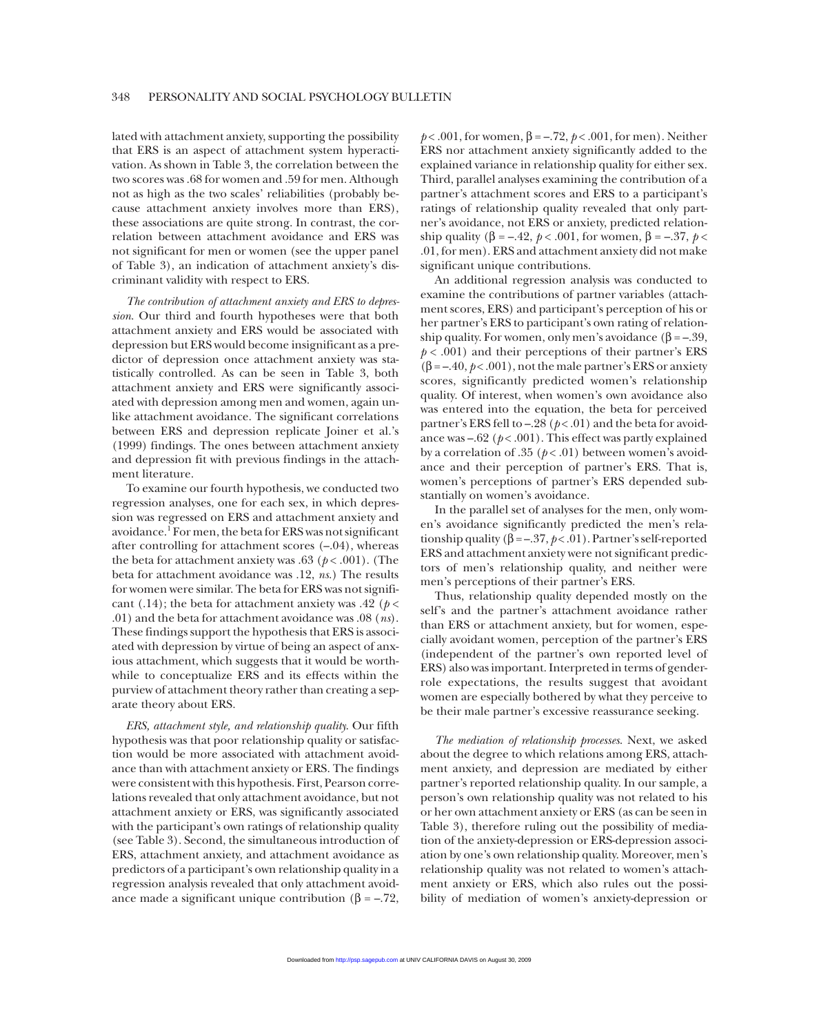lated with attachment anxiety, supporting the possibility that ERS is an aspect of attachment system hyperactivation. As shown in Table 3, the correlation between the two scores was .68 for women and .59 for men. Although not as high as the two scales' reliabilities (probably because attachment anxiety involves more than ERS), these associations are quite strong. In contrast, the correlation between attachment avoidance and ERS was not significant for men or women (see the upper panel of Table 3), an indication of attachment anxiety's discriminant validity with respect to ERS.

*The contribution of attachment anxiety and ERS to depression.* Our third and fourth hypotheses were that both attachment anxiety and ERS would be associated with depression but ERS would become insignificant as a predictor of depression once attachment anxiety was statistically controlled. As can be seen in Table 3, both attachment anxiety and ERS were significantly associated with depression among men and women, again unlike attachment avoidance. The significant correlations between ERS and depression replicate Joiner et al.'s (1999) findings. The ones between attachment anxiety and depression fit with previous findings in the attachment literature.

To examine our fourth hypothesis, we conducted two regression analyses, one for each sex, in which depression was regressed on ERS and attachment anxiety and avoidance.[1] For men, the beta for ERS was not significant after controlling for attachment scores (–.04), whereas the beta for attachment anxiety was .63 ($p < .001$). (The beta for attachment avoidance was .12, *ns*.) The results for women were similar. The beta for ERS was not significant (.14); the beta for attachment anxiety was .42 ($p < .01$) and the beta for attachment avoidance was .08 (*ns*). These findings support the hypothesis that ERS is associated with depression by virtue of being an aspect of anxious attachment, which suggests that it would be worthwhile to conceptualize ERS and its effects within the purview of attachment theory rather than creating a separate theory about ERS.

*ERS, attachment style, and relationship quality.* Our fifth hypothesis was that poor relationship quality or satisfaction would be more associated with attachment avoidance than with attachment anxiety or ERS. The findings were consistent with this hypothesis. First, Pearson correlations revealed that only attachment avoidance, but not attachment anxiety or ERS, was significantly associated with the participant's own ratings of relationship quality (see Table 3). Second, the simultaneous introduction of ERS, attachment anxiety, and attachment avoidance as predictors of a participant's own relationship quality in a regression analysis revealed that only attachment avoidance made a significant unique contribution ($\beta = –.72$, $p < .001$, for women, $\beta = –.72$, $p < .001$, for men). Neither ERS nor attachment anxiety significantly added to the explained variance in relationship quality for either sex. Third, parallel analyses examining the contribution of a partner's attachment scores and ERS to a participant's ratings of relationship quality revealed that only partner's avoidance, not ERS or anxiety, predicted relationship quality ($\beta = –.42$, $p < .001$, for women, $\beta = –.37$, $p < .01$, for men). ERS and attachment anxiety did not make significant unique contributions.

An additional regression analysis was conducted to examine the contributions of partner variables (attachment scores, ERS) and participant's perception of his or her partner's ERS to participant's own rating of relationship quality. For women, only men's avoidance ($\beta = –.39$, $p < .001$) and their perceptions of their partner's ERS ($\beta = –.40$, $p < .001$), not the male partner's ERS or anxiety scores, significantly predicted women's relationship quality. Of interest, when women's own avoidance also was entered into the equation, the beta for perceived partner's ERS fell to –.28 ($p < .01$) and the beta for avoidance was –.62 ($p < .001$). This effect was partly explained by a correlation of .35 ($p < .01$) between women's avoidance and their perception of partner's ERS. That is, women's perceptions of partner's ERS depended substantially on women's avoidance.

In the parallel set of analyses for the men, only women's avoidance significantly predicted the men's relationship quality ($\beta = –.37$, $p < .01$). Partner's self-reported ERS and attachment anxiety were not significant predictors of men's relationship quality, and neither were men's perceptions of their partner's ERS.

Thus, relationship quality depended mostly on the self's and the partner's attachment avoidance rather than ERS or attachment anxiety, but for women, especially avoidant women, perception of the partner's ERS (independent of the partner's own reported level of ERS) also was important. Interpreted in terms of gender-role expectations, the results suggest that avoidant women are especially bothered by what they perceive to be their male partner's excessive reassurance seeking.

*The mediation of relationship processes.* Next, we asked about the degree to which relations among ERS, attachment anxiety, and depression are mediated by either partner's reported relationship quality. In our sample, a person's own relationship quality was not related to his or her own attachment anxiety or ERS (as can be seen in Table 3), therefore ruling out the possibility of mediation of the anxiety-depression or ERS-depression association by one's own relationship quality. Moreover, men's relationship quality was not related to women's attachment anxiety or ERS, which also rules out the possibility of mediation of women's anxiety-depression or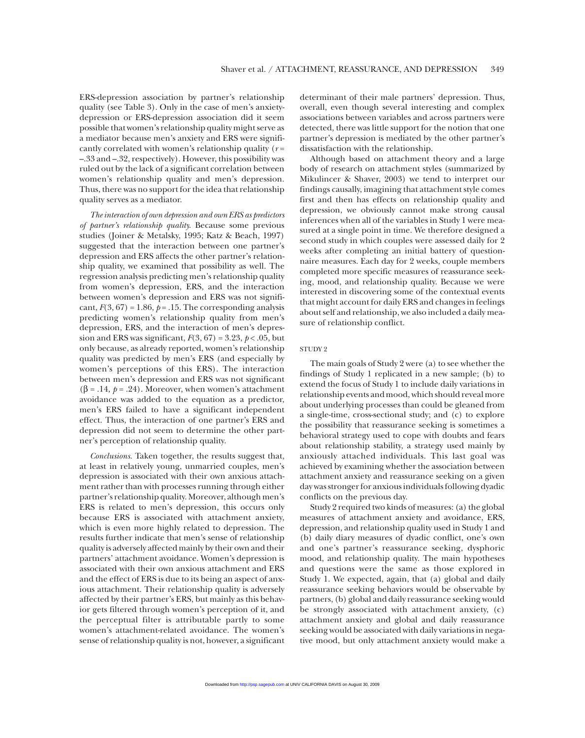ERS-depression association by partner's relationship quality (see Table 3). Only in the case of men's anxiety-depression or ERS-depression association did it seem possible that women's relationship quality might serve as a mediator because men's anxiety and ERS were significantly correlated with women's relationship quality ($r$ = –.33 and –.32, respectively). However, this possibility was ruled out by the lack of a significant correlation between women's relationship quality and men's depression. Thus, there was no support for the idea that relationship quality serves as a mediator.

*The interaction of own depression and own ERS as predictors of partner's relationship quality.* Because some previous studies (Joiner & Metalsky, 1995; Katz & Beach, 1997) suggested that the interaction between one partner's depression and ERS affects the other partner's relationship quality, we examined that possibility as well. The regression analysis predicting men's relationship quality from women's depression, ERS, and the interaction between women's depression and ERS was not significant, $F(3, 67) = 1.86$, $p = .15$. The corresponding analysis predicting women's relationship quality from men's depression, ERS, and the interaction of men's depression and ERS was significant, $F(3, 67) = 3.23$, $p < .05$, but only because, as already reported, women's relationship quality was predicted by men's ERS (and especially by women's perceptions of this ERS). The interaction between men's depression and ERS was not significant ($\beta = .14$, $p = .24$). Moreover, when women's attachment avoidance was added to the equation as a predictor, men's ERS failed to have a significant independent effect. Thus, the interaction of one partner's ERS and depression did not seem to determine the other partner's perception of relationship quality.

*Conclusions.* Taken together, the results suggest that, at least in relatively young, unmarried couples, men's depression is associated with their own anxious attachment rather than with processes running through either partner's relationship quality. Moreover, although men's ERS is related to men's depression, this occurs only because ERS is associated with attachment anxiety, which is even more highly related to depression. The results further indicate that men's sense of relationship quality is adversely affected mainly by their own and their partners' attachment avoidance. Women's depression is associated with their own anxious attachment and ERS and the effect of ERS is due to its being an aspect of anxious attachment. Their relationship quality is adversely affected by their partner's ERS, but mainly as this behavior gets filtered through women's perception of it, and the perceptual filter is attributable partly to some women's attachment-related avoidance. The women's sense of relationship quality is not, however, a significant determinant of their male partners' depression. Thus, overall, even though several interesting and complex associations between variables and across partners were detected, there was little support for the notion that one partner's depression is mediated by the other partner's dissatisfaction with the relationship.

Although based on attachment theory and a large body of research on attachment styles (summarized by Mikulincer & Shaver, 2003) we tend to interpret our findings causally, imagining that attachment style comes first and then has effects on relationship quality and depression, we obviously cannot make strong causal inferences when all of the variables in Study 1 were measured at a single point in time. We therefore designed a second study in which couples were assessed daily for 2 weeks after completing an initial battery of questionnaire measures. Each day for 2 weeks, couple members completed more specific measures of reassurance seeking, mood, and relationship quality. Because we were interested in discovering some of the contextual events that might account for daily ERS and changes in feelings about self and relationship, we also included a daily measure of relationship conflict.

## STUDY 2

The main goals of Study 2 were (a) to see whether the findings of Study 1 replicated in a new sample; (b) to extend the focus of Study 1 to include daily variations in relationship events and mood, which should reveal more about underlying processes than could be gleaned from a single-time, cross-sectional study; and (c) to explore the possibility that reassurance seeking is sometimes a behavioral strategy used to cope with doubts and fears about relationship stability, a strategy used mainly by anxiously attached individuals. This last goal was achieved by examining whether the association between attachment anxiety and reassurance seeking on a given day was stronger for anxious individuals following dyadic conflicts on the previous day.

Study 2 required two kinds of measures: (a) the global measures of attachment anxiety and avoidance, ERS, depression, and relationship quality used in Study 1 and (b) daily diary measures of dyadic conflict, one's own and one's partner's reassurance seeking, dysphoric mood, and relationship quality. The main hypotheses and questions were the same as those explored in Study 1. We expected, again, that (a) global and daily reassurance seeking behaviors would be observable by partners, (b) global and daily reassurance seeking would be strongly associated with attachment anxiety, (c) attachment anxiety and global and daily reassurance seeking would be associated with daily variations in negative mood, but only attachment anxiety would make a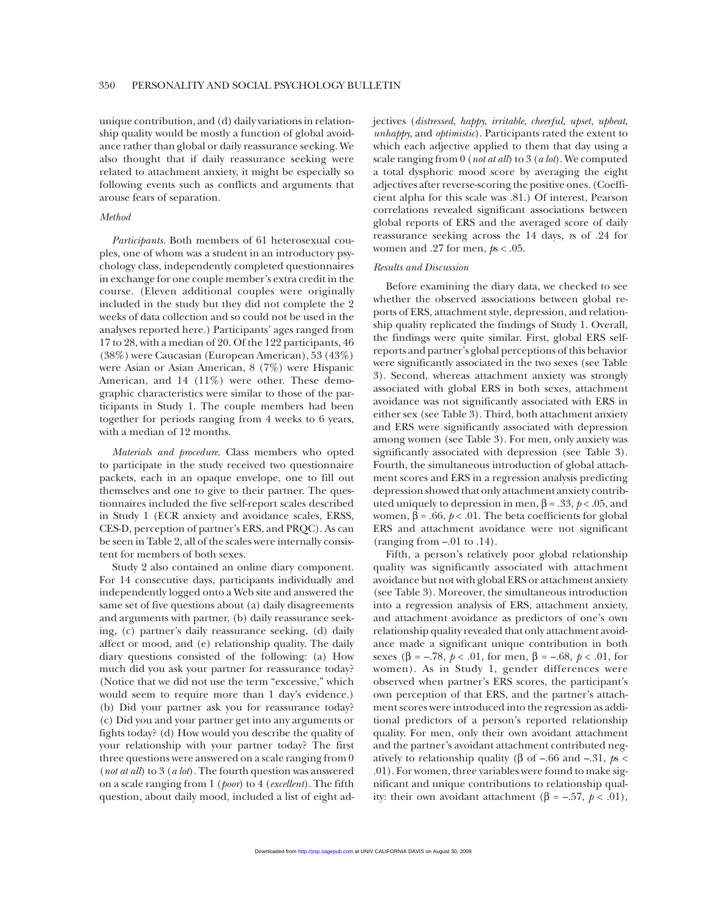unique contribution, and (d) daily variations in relationship quality would be mostly a function of global avoidance rather than global or daily reassurance seeking. We also thought that if daily reassurance seeking were related to attachment anxiety, it might be especially so following events such as conflicts and arguments that arouse fears of separation.

### *Method*

*Participants*. Both members of 61 heterosexual couples, one of whom was a student in an introductory psychology class, independently completed questionnaires in exchange for one couple member's extra credit in the course. (Eleven additional couples were originally included in the study but they did not complete the 2 weeks of data collection and so could not be used in the analyses reported here.) Participants' ages ranged from 17 to 28, with a median of 20. Of the 122 participants, 46 (38%) were Caucasian (European American), 53 (43%) were Asian or Asian American, 8 (7%) were Hispanic American, and 14 (11%) were other. These demographic characteristics were similar to those of the participants in Study 1. The couple members had been together for periods ranging from 4 weeks to 6 years, with a median of 12 months.

*Materials and procedure*. Class members who opted to participate in the study received two questionnaire packets, each in an opaque envelope, one to fill out themselves and one to give to their partner. The questionnaires included the five self-report scales described in Study 1 (ECR anxiety and avoidance scales, ERSS, CES-D, perception of partner's ERS, and PRQC). As can be seen in Table 2, all of the scales were internally consistent for members of both sexes.

Study 2 also contained an online diary component. For 14 consecutive days, participants individually and independently logged onto a Web site and answered the same set of five questions about (a) daily disagreements and arguments with partner, (b) daily reassurance seeking, (c) partner's daily reassurance seeking, (d) daily affect or mood, and (e) relationship quality. The daily diary questions consisted of the following: (a) How much did you ask your partner for reassurance today? (Notice that we did not use the term "excessive," which would seem to require more than 1 day's evidence.) (b) Did your partner ask you for reassurance today? (c) Did you and your partner get into any arguments or fights today? (d) How would you describe the quality of your relationship with your partner today? The first three questions were answered on a scale ranging from 0 (*not at all*) to 3 (*a lot*). The fourth question was answered on a scale ranging from 1 (*poor*) to 4 (*excellent*). The fifth question, about daily mood, included a list of eight adjectives (*distressed*, *happy*, *irritable*, *cheerful*, *upset*, *upbeat*, *unhappy*, and *optimistic*). Participants rated the extent to which each adjective applied to them that day using a scale ranging from 0 (*not at all*) to 3 (*a lot*). We computed a total dysphoric mood score by averaging the eight adjectives after reverse-scoring the positive ones. (Coefficient alpha for this scale was .81.) Of interest, Pearson correlations revealed significant associations between global reports of ERS and the averaged score of daily reassurance seeking across the 14 days, *r*s of .24 for women and .27 for men, *p*s < .05.

### *Results and Discussion*

Before examining the diary data, we checked to see whether the observed associations between global reports of ERS, attachment style, depression, and relationship quality replicated the findings of Study 1. Overall, the findings were quite similar. First, global ERS self-reports and partner's global perceptions of this behavior were significantly associated in the two sexes (see Table 3). Second, whereas attachment anxiety was strongly associated with global ERS in both sexes, attachment avoidance was not significantly associated with ERS in either sex (see Table 3). Third, both attachment anxiety and ERS were significantly associated with depression among women (see Table 3). For men, only anxiety was significantly associated with depression (see Table 3). Fourth, the simultaneous introduction of global attachment scores and ERS in a regression analysis predicting depression showed that only attachment anxiety contributed uniquely to depression in men, $\beta = .33$, $p < .05$, and women, $\beta = .66$, $p < .01$. The beta coefficients for global ERS and attachment avoidance were not significant (ranging from –.01 to .14).

Fifth, a person's relatively poor global relationship quality was significantly associated with attachment avoidance but not with global ERS or attachment anxiety (see Table 3). Moreover, the simultaneous introduction into a regression analysis of ERS, attachment anxiety, and attachment avoidance as predictors of one's own relationship quality revealed that only attachment avoidance made a significant unique contribution in both sexes ($\beta = -.78$, $p < .01$, for men, $\beta = -.68$, $p < .01$, for women). As in Study 1, gender differences were observed when partner's ERS scores, the participant's own perception of that ERS, and the partner's attachment scores were introduced into the regression as additional predictors of a person's reported relationship quality. For men, only their own avoidant attachment and the partner's avoidant attachment contributed negatively to relationship quality ($\beta$ of –.66 and –.31, *p*s < .01). For women, three variables were found to make significant and unique contributions to relationship quality: their own avoidant attachment ($\beta = -.57$, $p < .01$),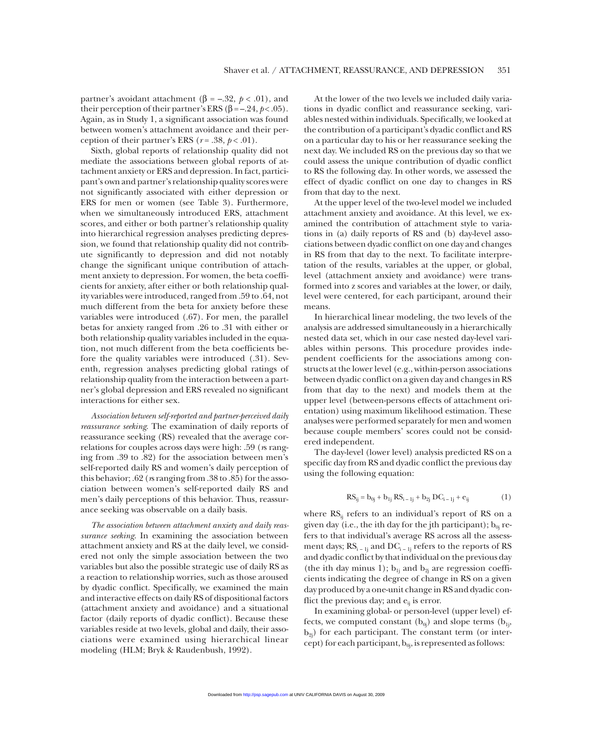partner's avoidant attachment ($\beta = -.32$, $p < .01$), and their perception of their partner's ERS ($\beta = -.24$, $p < .05$). Again, as in Study 1, a significant association was found between women's attachment avoidance and their perception of their partner's ERS ($r = .38$, $p < .01$).

Sixth, global reports of relationship quality did not mediate the associations between global reports of attachment anxiety or ERS and depression. In fact, participant's own and partner's relationship quality scores were not significantly associated with either depression or ERS for men or women (see Table 3). Furthermore, when we simultaneously introduced ERS, attachment scores, and either or both partner's relationship quality into hierarchical regression analyses predicting depression, we found that relationship quality did not contribute significantly to depression and did not notably change the significant unique contribution of attachment anxiety to depression. For women, the beta coefficients for anxiety, after either or both relationship quality variables were introduced, ranged from .59 to .64, not much different from the beta for anxiety before these variables were introduced (.67). For men, the parallel betas for anxiety ranged from .26 to .31 with either or both relationship quality variables included in the equation, not much different from the beta coefficients before the quality variables were introduced (.31). Seventh, regression analyses predicting global ratings of relationship quality from the interaction between a partner's global depression and ERS revealed no significant interactions for either sex.

*Association between self-reported and partner-perceived daily reassurance seeking*. The examination of daily reports of reassurance seeking (RS) revealed that the average correlations for couples across days were high: .59 (*r*s ranging from .39 to .82) for the association between men's self-reported daily RS and women's daily perception of this behavior; .62 (*r*s ranging from .38 to .85) for the association between women's self-reported daily RS and men's daily perceptions of this behavior. Thus, reassurance seeking was observable on a daily basis.

*The association between attachment anxiety and daily reassurance seeking*. In examining the association between attachment anxiety and RS at the daily level, we considered not only the simple association between the two variables but also the possible strategic use of daily RS as a reaction to relationship worries, such as those aroused by dyadic conflict. Specifically, we examined the main and interactive effects on daily RS of dispositional factors (attachment anxiety and avoidance) and a situational factor (daily reports of dyadic conflict). Because these variables reside at two levels, global and daily, their associations were examined using hierarchical linear modeling (HLM; Bryk & Raudenbush, 1992).

At the lower of the two levels we included daily variations in dyadic conflict and reassurance seeking, variables nested within individuals. Specifically, we looked at the contribution of a participant's dyadic conflict and RS on a particular day to his or her reassurance seeking the next day. We included RS on the previous day so that we could assess the unique contribution of dyadic conflict to RS the following day. In other words, we assessed the effect of dyadic conflict on one day to changes in RS from that day to the next.

At the upper level of the two-level model we included attachment anxiety and avoidance. At this level, we examined the contribution of attachment style to variations in (a) daily reports of RS and (b) day-level associations between dyadic conflict on one day and changes in RS from that day to the next. To facilitate interpretation of the results, variables at the upper, or global, level (attachment anxiety and avoidance) were transformed into z scores and variables at the lower, or daily, level were centered, for each participant, around their means.

In hierarchical linear modeling, the two levels of the analysis are addressed simultaneously in a hierarchically nested data set, which in our case nested day-level variables within persons. This procedure provides independent coefficients for the associations among constructs at the lower level (e.g., within-person associations between dyadic conflict on a given day and changes in RS from that day to the next) and models them at the upper level (between-persons effects of attachment orientation) using maximum likelihood estimation. These analyses were performed separately for men and women because couple members' scores could not be considered independent.

The day-level (lower level) analysis predicted RS on a specific day from RS and dyadic conflict the previous day using the following equation:

$$RS_{ij} = b_{0j} + b_{1j}\, RS_{i-1j} + b_{2j}\, DC_{i-1j} + e_{ij} \qquad (1)$$

where $RS_{ij}$ refers to an individual's report of RS on a given day (i.e., the ith day for the jth participant); $b_{0j}$ refers to that individual's average RS across all the assessment days; $RS_{i-1j}$ and $DC_{i-1j}$ refers to the reports of RS and dyadic conflict by that individual on the previous day (the ith day minus 1); $b_{1j}$ and $b_{2j}$ are regression coefficients indicating the degree of change in RS on a given day produced by a one-unit change in RS and dyadic conflict the previous day; and $e_{ij}$ is error.

In examining global- or person-level (upper level) effects, we computed constant ($b_{0j}$) and slope terms ($b_{1j}$, $b_{2j}$) for each participant. The constant term (or intercept) for each participant, $b_{0j}$, is represented as follows: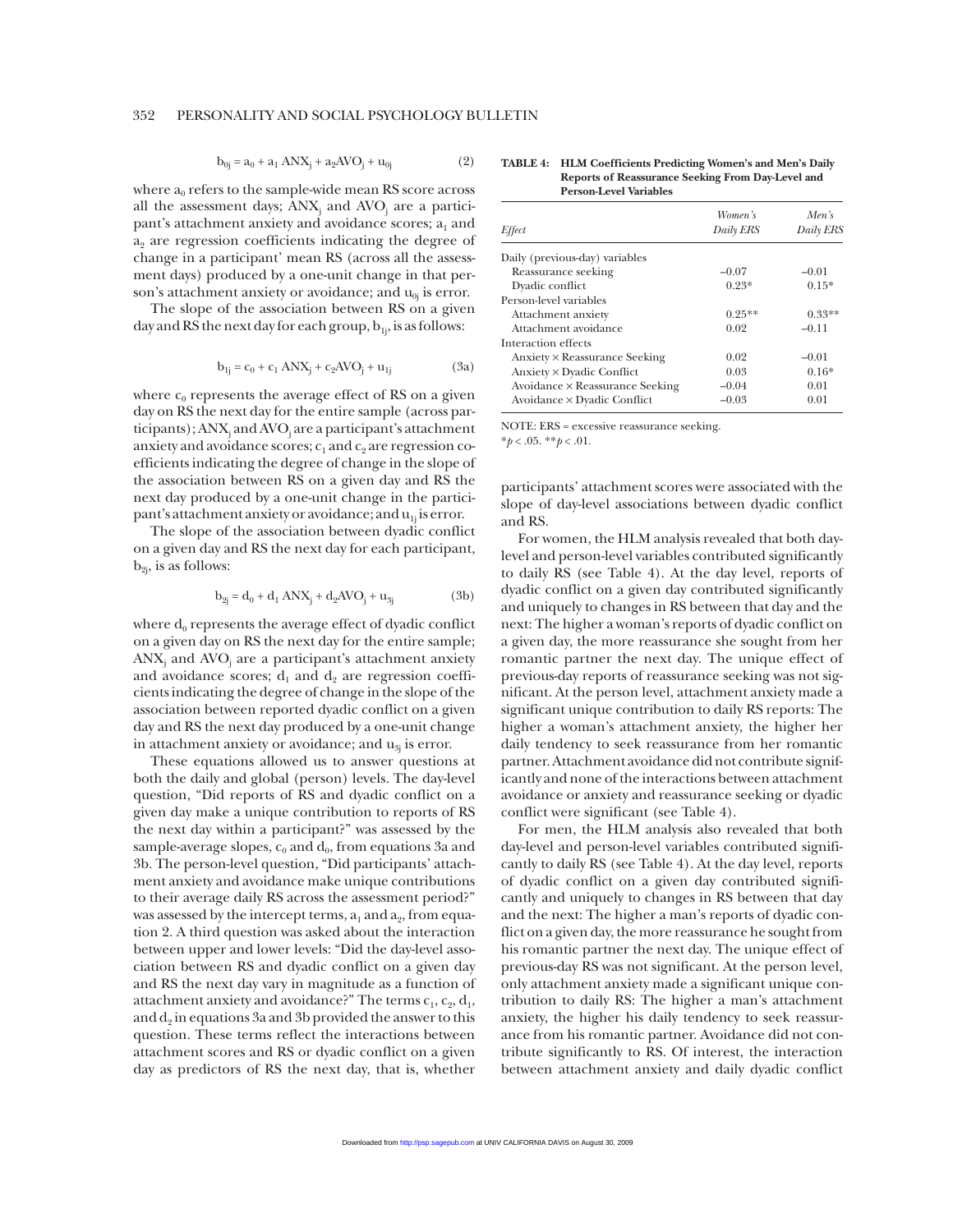$$b_{0j} = a_0 + a_1\,ANX_j + a_2 AVO_j + u_{0j} \tag{2}$$

where $a_0$ refers to the sample-wide mean RS score across all the assessment days; $ANX_j$ and $AVO_j$ are a participant's attachment anxiety and avoidance scores; $a_1$ and $a_2$ are regression coefficients indicating the degree of change in a participant' mean RS (across all the assessment days) produced by a one-unit change in that person's attachment anxiety or avoidance; and $u_{0j}$ is error.

The slope of the association between RS on a given day and RS the next day for each group, $b_{1j}$, is as follows:

$$b_{1j} = c_0 + c_1\,ANX_j + c_2 AVO_j + u_{1j} \tag{3a}$$

where $c_0$ represents the average effect of RS on a given day on RS the next day for the entire sample (across participants); $ANX_j$ and $AVO_j$ are a participant's attachment anxiety and avoidance scores; $c_1$ and $c_2$ are regression coefficients indicating the degree of change in the slope of the association between RS on a given day and RS the next day produced by a one-unit change in the participant's attachment anxiety or avoidance; and $u_{1j}$ is error.

The slope of the association between dyadic conflict on a given day and RS the next day for each participant, $b_{2j}$, is as follows:

$$b_{2j} = d_0 + d_1\,ANX_j + d_2 AVO_j + u_{3j} \tag{3b}$$

where $d_0$ represents the average effect of dyadic conflict on a given day on RS the next day for the entire sample; $ANX_j$ and $AVO_j$ are a participant's attachment anxiety and avoidance scores; $d_1$ and $d_2$ are regression coefficients indicating the degree of change in the slope of the association between reported dyadic conflict on a given day and RS the next day produced by a one-unit change in attachment anxiety or avoidance; and $u_{3j}$ is error.

These equations allowed us to answer questions at both the daily and global (person) levels. The day-level question, "Did reports of RS and dyadic conflict on a given day make a unique contribution to reports of RS the next day within a participant?" was assessed by the sample-average slopes, $c_0$ and $d_0$, from equations 3a and 3b. The person-level question, "Did participants' attachment anxiety and avoidance make unique contributions to their average daily RS across the assessment period?" was assessed by the intercept terms, $a_1$ and $a_2$, from equation 2. A third question was asked about the interaction between upper and lower levels: "Did the day-level association between RS and dyadic conflict on a given day and RS the next day vary in magnitude as a function of attachment anxiety and avoidance?" The terms $c_1$, $c_2$, $d_1$, and $d_2$ in equations 3a and 3b provided the answer to this question. These terms reflect the interactions between attachment scores and RS or dyadic conflict on a given day as predictors of RS the next day, that is, whether participants' attachment scores were associated with the slope of day-level associations between dyadic conflict and RS.

**TABLE 4: HLM Coefficients Predicting Women's and Men's Daily Reports of Reassurance Seeking From Day-Level and Person-Level Variables**

| *Effect* | *Women's Daily ERS* | *Men's Daily ERS* |
|---|---|---|
| Daily (previous-day) variables | | |
| Reassurance seeking | –0.07 | –0.01 |
| Dyadic conflict | 0.23* | 0.15* |
| Person-level variables | | |
| Attachment anxiety | 0.25** | 0.33** |
| Attachment avoidance | 0.02 | –0.11 |
| Interaction effects | | |
| Anxiety × Reassurance Seeking | 0.02 | –0.01 |
| Anxiety × Dyadic Conflict | 0.03 | 0.16* |
| Avoidance × Reassurance Seeking | –0.04 | 0.01 |
| Avoidance × Dyadic Conflict | –0.03 | 0.01 |

NOTE: ERS = excessive reassurance seeking.
*$p < .05$. **$p < .01$.

For women, the HLM analysis revealed that both day-level and person-level variables contributed significantly to daily RS (see Table 4). At the day level, reports of dyadic conflict on a given day contributed significantly and uniquely to changes in RS between that day and the next: The higher a woman's reports of dyadic conflict on a given day, the more reassurance she sought from her romantic partner the next day. The unique effect of previous-day reports of reassurance seeking was not significant. At the person level, attachment anxiety made a significant unique contribution to daily RS reports: The higher a woman's attachment anxiety, the higher her daily tendency to seek reassurance from her romantic partner. Attachment avoidance did not contribute significantly and none of the interactions between attachment avoidance or anxiety and reassurance seeking or dyadic conflict were significant (see Table 4).

For men, the HLM analysis also revealed that both day-level and person-level variables contributed significantly to daily RS (see Table 4). At the day level, reports of dyadic conflict on a given day contributed significantly and uniquely to changes in RS between that day and the next: The higher a man's reports of dyadic conflict on a given day, the more reassurance he sought from his romantic partner the next day. The unique effect of previous-day RS was not significant. At the person level, only attachment anxiety made a significant unique contribution to daily RS: The higher a man's attachment anxiety, the higher his daily tendency to seek reassurance from his romantic partner. Avoidance did not contribute significantly to RS. Of interest, the interaction between attachment anxiety and daily dyadic conflict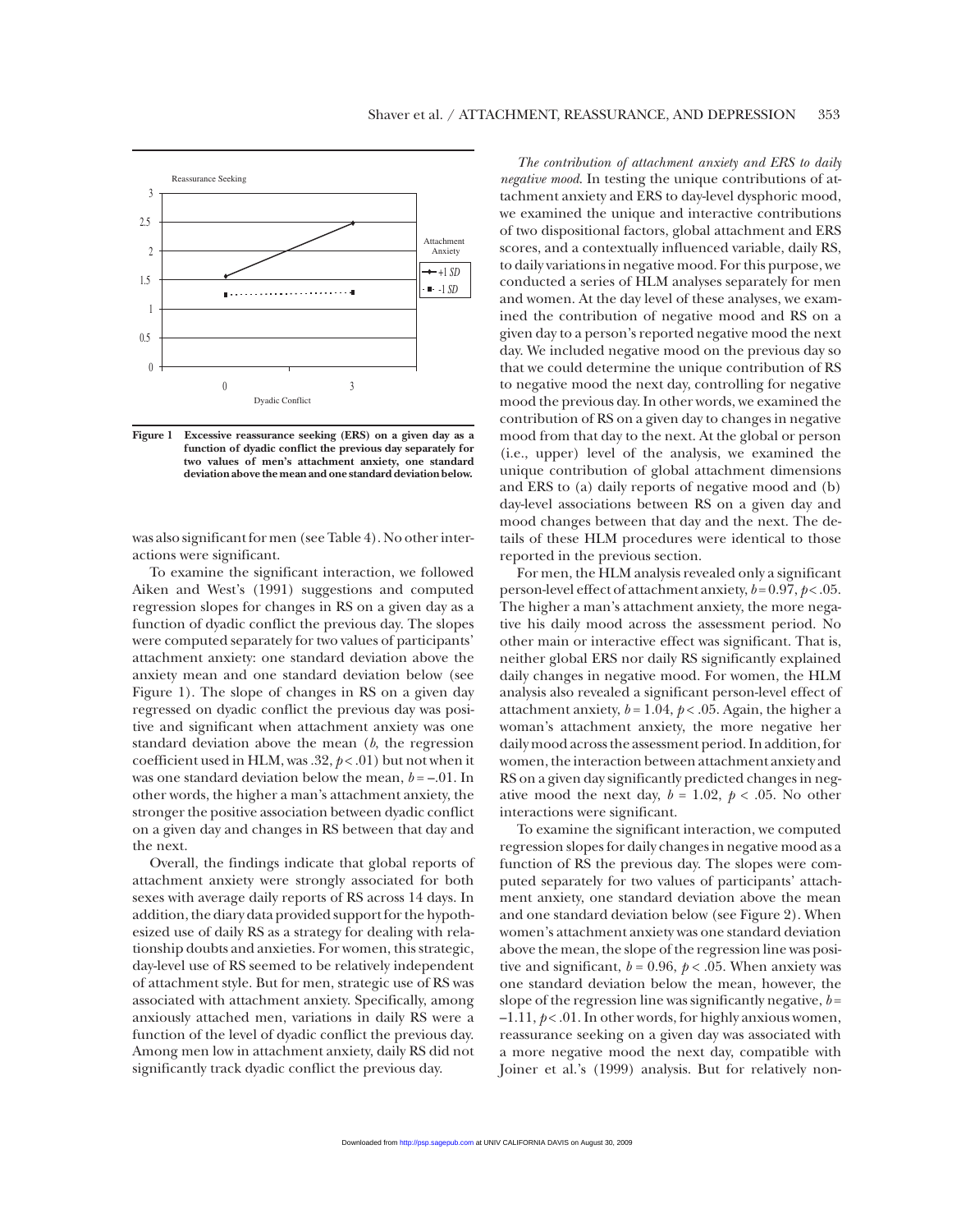Reassurance Seeking

3

2.5

2

1.5

1

0.5

0

0

3

Dyadic Conflict

Attachment Anxiety

+1 *SD*

-1 *SD*

**Figure 1 Excessive reassurance seeking (ERS) on a given day as a function of dyadic conflict the previous day separately for two values of men's attachment anxiety, one standard deviation above the mean and one standard deviation below.**

was also significant for men (see Table 4). No other interactions were significant.

To examine the significant interaction, we followed Aiken and West's (1991) suggestions and computed regression slopes for changes in RS on a given day as a function of dyadic conflict the previous day. The slopes were computed separately for two values of participants' attachment anxiety: one standard deviation above the anxiety mean and one standard deviation below (see Figure 1). The slope of changes in RS on a given day regressed on dyadic conflict the previous day was positive and significant when attachment anxiety was one standard deviation above the mean ($b$, the regression coefficient used in HLM, was .32, $p < .01$) but not when it was one standard deviation below the mean, $b = -.01$. In other words, the higher a man's attachment anxiety, the stronger the positive association between dyadic conflict on a given day and changes in RS between that day and the next.

Overall, the findings indicate that global reports of attachment anxiety were strongly associated for both sexes with average daily reports of RS across 14 days. In addition, the diary data provided support for the hypothesized use of daily RS as a strategy for dealing with relationship doubts and anxieties. For women, this strategic, day-level use of RS seemed to be relatively independent of attachment style. But for men, strategic use of RS was associated with attachment anxiety. Specifically, among anxiously attached men, variations in daily RS were a function of the level of dyadic conflict the previous day. Among men low in attachment anxiety, daily RS did not significantly track dyadic conflict the previous day.

*The contribution of attachment anxiety and ERS to daily negative mood.* In testing the unique contributions of attachment anxiety and ERS to day-level dysphoric mood, we examined the unique and interactive contributions of two dispositional factors, global attachment and ERS scores, and a contextually influenced variable, daily RS, to daily variations in negative mood. For this purpose, we conducted a series of HLM analyses separately for men and women. At the day level of these analyses, we examined the contribution of negative mood and RS on a given day to a person's reported negative mood the next day. We included negative mood on the previous day so that we could determine the unique contribution of RS to negative mood the next day, controlling for negative mood the previous day. In other words, we examined the contribution of RS on a given day to changes in negative mood from that day to the next. At the global or person (i.e., upper) level of the analysis, we examined the unique contribution of global attachment dimensions and ERS to (a) daily reports of negative mood and (b) day-level associations between RS on a given day and mood changes between that day and the next. The details of these HLM procedures were identical to those reported in the previous section.

For men, the HLM analysis revealed only a significant person-level effect of attachment anxiety, $b = 0.97$, $p < .05$. The higher a man's attachment anxiety, the more negative his daily mood across the assessment period. No other main or interactive effect was significant. That is, neither global ERS nor daily RS significantly explained daily changes in negative mood. For women, the HLM analysis also revealed a significant person-level effect of attachment anxiety, $b = 1.04$, $p < .05$. Again, the higher a woman's attachment anxiety, the more negative her daily mood across the assessment period. In addition, for women, the interaction between attachment anxiety and RS on a given day significantly predicted changes in negative mood the next day, $b = 1.02$, $p < .05$. No other interactions were significant.

To examine the significant interaction, we computed regression slopes for daily changes in negative mood as a function of RS the previous day. The slopes were computed separately for two values of participants' attachment anxiety, one standard deviation above the mean and one standard deviation below (see Figure 2). When women's attachment anxiety was one standard deviation above the mean, the slope of the regression line was positive and significant, $b = 0.96$, $p < .05$. When anxiety was one standard deviation below the mean, however, the slope of the regression line was significantly negative, $b = -1.11$, $p < .01$. In other words, for highly anxious women, reassurance seeking on a given day was associated with a more negative mood the next day, compatible with Joiner et al.'s (1999) analysis. But for relatively non-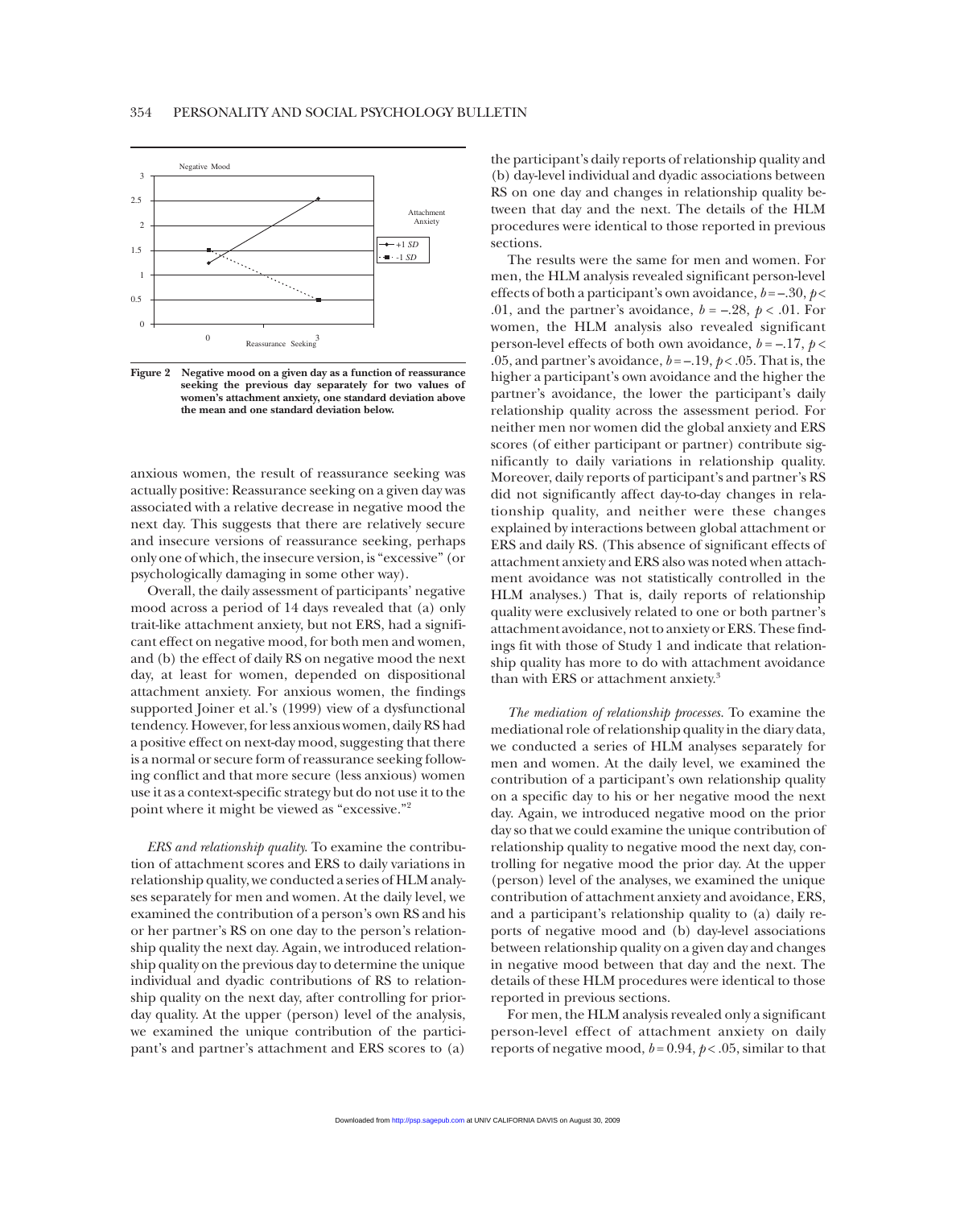Negative Mood

3

2.5

2

1.5

1

0.5

0

0

Reassurance Seeking

3

Attachment Anxiety

+1 *SD*

-1 *SD*

**Figure 2 Negative mood on a given day as a function of reassurance seeking the previous day separately for two values of women's attachment anxiety, one standard deviation above the mean and one standard deviation below.**

anxious women, the result of reassurance seeking was actually positive: Reassurance seeking on a given day was associated with a relative decrease in negative mood the next day. This suggests that there are relatively secure and insecure versions of reassurance seeking, perhaps only one of which, the insecure version, is "excessive" (or psychologically damaging in some other way).

Overall, the daily assessment of participants' negative mood across a period of 14 days revealed that (a) only trait-like attachment anxiety, but not ERS, had a significant effect on negative mood, for both men and women, and (b) the effect of daily RS on negative mood the next day, at least for women, depended on dispositional attachment anxiety. For anxious women, the findings supported Joiner et al.'s (1999) view of a dysfunctional tendency. However, for less anxious women, daily RS had a positive effect on next-day mood, suggesting that there is a normal or secure form of reassurance seeking following conflict and that more secure (less anxious) women use it as a context-specific strategy but do not use it to the point where it might be viewed as "excessive."[2]

*ERS and relationship quality.* To examine the contribution of attachment scores and ERS to daily variations in relationship quality, we conducted a series of HLM analyses separately for men and women. At the daily level, we examined the contribution of a person's own RS and his or her partner's RS on one day to the person's relationship quality the next day. Again, we introduced relationship quality on the previous day to determine the unique individual and dyadic contributions of RS to relationship quality on the next day, after controlling for prior-day quality. At the upper (person) level of the analysis, we examined the unique contribution of the participant's and partner's attachment and ERS scores to (a) the participant's daily reports of relationship quality and (b) day-level individual and dyadic associations between RS on one day and changes in relationship quality between that day and the next. The details of the HLM procedures were identical to those reported in previous sections.

The results were the same for men and women. For men, the HLM analysis revealed significant person-level effects of both a participant's own avoidance, $b = -.30$, $p < .01$, and the partner's avoidance, $b = -.28$, $p < .01$. For women, the HLM analysis also revealed significant person-level effects of both own avoidance, $b = -.17$, $p < .05$, and partner's avoidance, $b = -.19$, $p < .05$. That is, the higher a participant's own avoidance and the higher the partner's avoidance, the lower the participant's daily relationship quality across the assessment period. For neither men nor women did the global anxiety and ERS scores (of either participant or partner) contribute significantly to daily variations in relationship quality. Moreover, daily reports of participant's and partner's RS did not significantly affect day-to-day changes in relationship quality, and neither were these changes explained by interactions between global attachment or ERS and daily RS. (This absence of significant effects of attachment anxiety and ERS also was noted when attachment avoidance was not statistically controlled in the HLM analyses.) That is, daily reports of relationship quality were exclusively related to one or both partner's attachment avoidance, not to anxiety or ERS. These findings fit with those of Study 1 and indicate that relationship quality has more to do with attachment avoidance than with ERS or attachment anxiety.[3]

*The mediation of relationship processes.* To examine the mediational role of relationship quality in the diary data, we conducted a series of HLM analyses separately for men and women. At the daily level, we examined the contribution of a participant's own relationship quality on a specific day to his or her negative mood the next day. Again, we introduced negative mood on the prior day so that we could examine the unique contribution of relationship quality to negative mood the next day, controlling for negative mood the prior day. At the upper (person) level of the analyses, we examined the unique contribution of attachment anxiety and avoidance, ERS, and a participant's relationship quality to (a) daily reports of negative mood and (b) day-level associations between relationship quality on a given day and changes in negative mood between that day and the next. The details of these HLM procedures were identical to those reported in previous sections.

For men, the HLM analysis revealed only a significant person-level effect of attachment anxiety on daily reports of negative mood, $b = 0.94$, $p < .05$, similar to that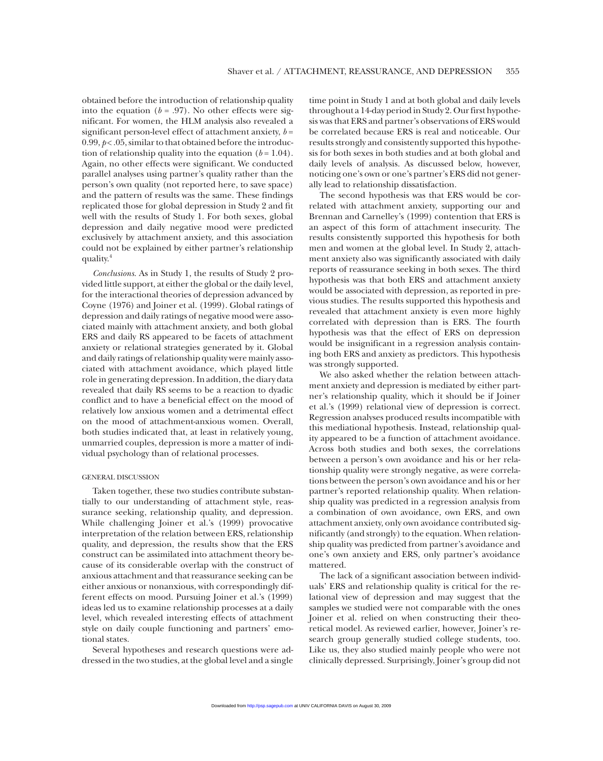obtained before the introduction of relationship quality into the equation ($b = .97$). No other effects were significant. For women, the HLM analysis also revealed a significant person-level effect of attachment anxiety, $b = 0.99$, $p < .05$, similar to that obtained before the introduction of relationship quality into the equation ($b = 1.04$). Again, no other effects were significant. We conducted parallel analyses using partner's quality rather than the person's own quality (not reported here, to save space) and the pattern of results was the same. These findings replicated those for global depression in Study 2 and fit well with the results of Study 1. For both sexes, global depression and daily negative mood were predicted exclusively by attachment anxiety, and this association could not be explained by either partner's relationship quality.[4]

*Conclusions.* As in Study 1, the results of Study 2 provided little support, at either the global or the daily level, for the interactional theories of depression advanced by Coyne (1976) and Joiner et al. (1999). Global ratings of depression and daily ratings of negative mood were associated mainly with attachment anxiety, and both global ERS and daily RS appeared to be facets of attachment anxiety or relational strategies generated by it. Global and daily ratings of relationship quality were mainly associated with attachment avoidance, which played little role in generating depression. In addition, the diary data revealed that daily RS seems to be a reaction to dyadic conflict and to have a beneficial effect on the mood of relatively low anxious women and a detrimental effect on the mood of attachment-anxious women. Overall, both studies indicated that, at least in relatively young, unmarried couples, depression is more a matter of individual psychology than of relational processes.

## GENERAL DISCUSSION

Taken together, these two studies contribute substantially to our understanding of attachment style, reassurance seeking, relationship quality, and depression. While challenging Joiner et al.'s (1999) provocative interpretation of the relation between ERS, relationship quality, and depression, the results show that the ERS construct can be assimilated into attachment theory because of its considerable overlap with the construct of anxious attachment and that reassurance seeking can be either anxious or nonanxious, with correspondingly different effects on mood. Pursuing Joiner et al.'s (1999) ideas led us to examine relationship processes at a daily level, which revealed interesting effects of attachment style on daily couple functioning and partners' emotional states.

Several hypotheses and research questions were addressed in the two studies, at the global level and a single time point in Study 1 and at both global and daily levels throughout a 14-day period in Study 2. Our first hypothesis was that ERS and partner's observations of ERS would be correlated because ERS is real and noticeable. Our results strongly and consistently supported this hypothesis for both sexes in both studies and at both global and daily levels of analysis. As discussed below, however, noticing one's own or one's partner's ERS did not generally lead to relationship dissatisfaction.

The second hypothesis was that ERS would be correlated with attachment anxiety, supporting our and Brennan and Carnelley's (1999) contention that ERS is an aspect of this form of attachment insecurity. The results consistently supported this hypothesis for both men and women at the global level. In Study 2, attachment anxiety also was significantly associated with daily reports of reassurance seeking in both sexes. The third hypothesis was that both ERS and attachment anxiety would be associated with depression, as reported in previous studies. The results supported this hypothesis and revealed that attachment anxiety is even more highly correlated with depression than is ERS. The fourth hypothesis was that the effect of ERS on depression would be insignificant in a regression analysis containing both ERS and anxiety as predictors. This hypothesis was strongly supported.

We also asked whether the relation between attachment anxiety and depression is mediated by either partner's relationship quality, which it should be if Joiner et al.'s (1999) relational view of depression is correct. Regression analyses produced results incompatible with this mediational hypothesis. Instead, relationship quality appeared to be a function of attachment avoidance. Across both studies and both sexes, the correlations between a person's own avoidance and his or her relationship quality were strongly negative, as were correlations between the person's own avoidance and his or her partner's reported relationship quality. When relationship quality was predicted in a regression analysis from a combination of own avoidance, own ERS, and own attachment anxiety, only own avoidance contributed significantly (and strongly) to the equation. When relationship quality was predicted from partner's avoidance and one's own anxiety and ERS, only partner's avoidance mattered.

The lack of a significant association between individuals' ERS and relationship quality is critical for the relational view of depression and may suggest that the samples we studied were not comparable with the ones Joiner et al. relied on when constructing their theoretical model. As reviewed earlier, however, Joiner's research group generally studied college students, too. Like us, they also studied mainly people who were not clinically depressed. Surprisingly, Joiner's group did not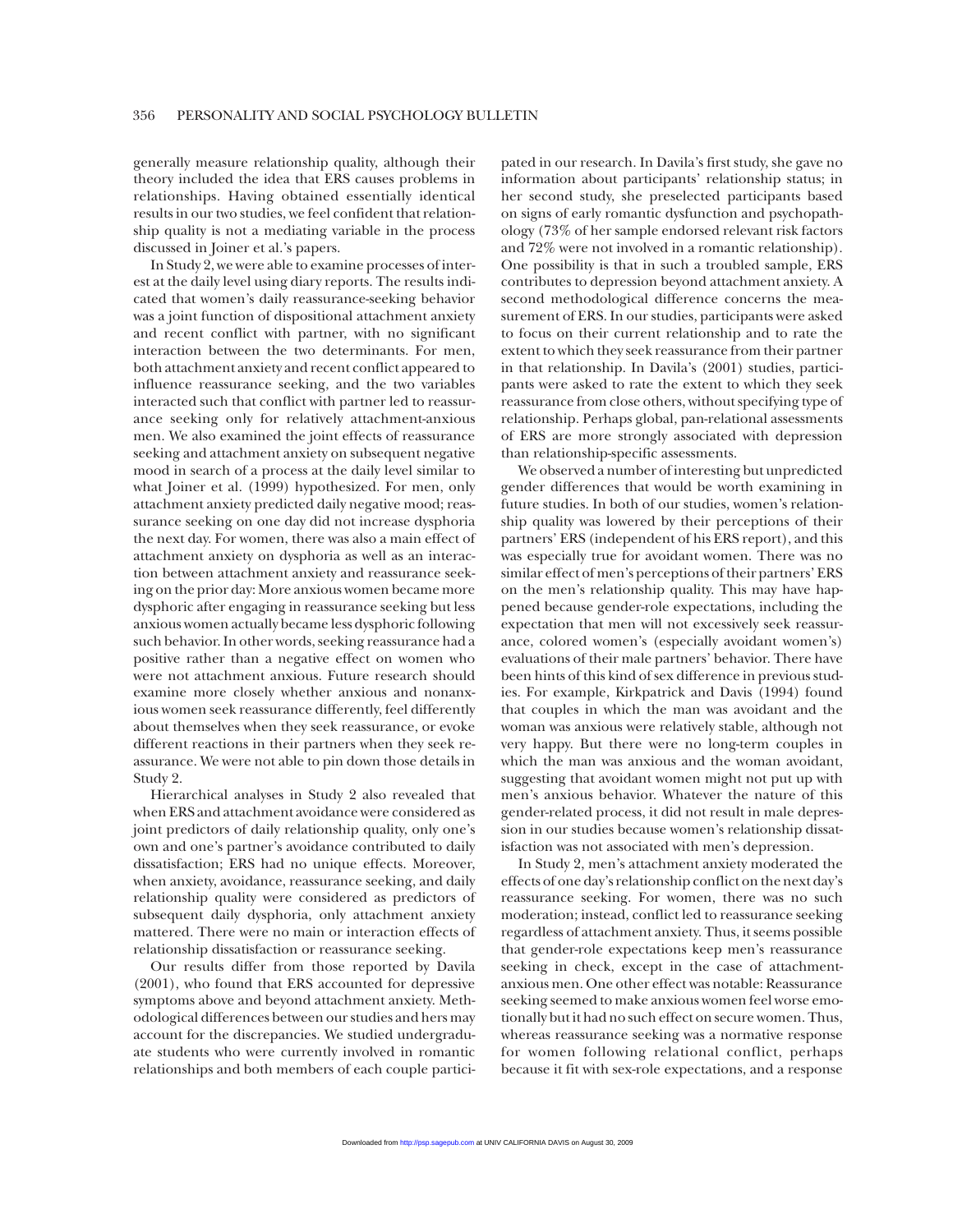generally measure relationship quality, although their theory included the idea that ERS causes problems in relationships. Having obtained essentially identical results in our two studies, we feel confident that relationship quality is not a mediating variable in the process discussed in Joiner et al.'s papers.

In Study 2, we were able to examine processes of interest at the daily level using diary reports. The results indicated that women's daily reassurance-seeking behavior was a joint function of dispositional attachment anxiety and recent conflict with partner, with no significant interaction between the two determinants. For men, both attachment anxiety and recent conflict appeared to influence reassurance seeking, and the two variables interacted such that conflict with partner led to reassurance seeking only for relatively attachment-anxious men. We also examined the joint effects of reassurance seeking and attachment anxiety on subsequent negative mood in search of a process at the daily level similar to what Joiner et al. (1999) hypothesized. For men, only attachment anxiety predicted daily negative mood; reassurance seeking on one day did not increase dysphoria the next day. For women, there was also a main effect of attachment anxiety on dysphoria as well as an interaction between attachment anxiety and reassurance seeking on the prior day: More anxious women became more dysphoric after engaging in reassurance seeking but less anxious women actually became less dysphoric following such behavior. In other words, seeking reassurance had a positive rather than a negative effect on women who were not attachment anxious. Future research should examine more closely whether anxious and nonanxious women seek reassurance differently, feel differently about themselves when they seek reassurance, or evoke different reactions in their partners when they seek reassurance. We were not able to pin down those details in Study 2.

Hierarchical analyses in Study 2 also revealed that when ERS and attachment avoidance were considered as joint predictors of daily relationship quality, only one's own and one's partner's avoidance contributed to daily dissatisfaction; ERS had no unique effects. Moreover, when anxiety, avoidance, reassurance seeking, and daily relationship quality were considered as predictors of subsequent daily dysphoria, only attachment anxiety mattered. There were no main or interaction effects of relationship dissatisfaction or reassurance seeking.

Our results differ from those reported by Davila (2001), who found that ERS accounted for depressive symptoms above and beyond attachment anxiety. Methodological differences between our studies and hers may account for the discrepancies. We studied undergraduate students who were currently involved in romantic relationships and both members of each couple participated in our research. In Davila's first study, she gave no information about participants' relationship status; in her second study, she preselected participants based on signs of early romantic dysfunction and psychopathology (73% of her sample endorsed relevant risk factors and 72% were not involved in a romantic relationship). One possibility is that in such a troubled sample, ERS contributes to depression beyond attachment anxiety. A second methodological difference concerns the measurement of ERS. In our studies, participants were asked to focus on their current relationship and to rate the extent to which they seek reassurance from their partner in that relationship. In Davila's (2001) studies, participants were asked to rate the extent to which they seek reassurance from close others, without specifying type of relationship. Perhaps global, pan-relational assessments of ERS are more strongly associated with depression than relationship-specific assessments.

We observed a number of interesting but unpredicted gender differences that would be worth examining in future studies. In both of our studies, women's relationship quality was lowered by their perceptions of their partners' ERS (independent of his ERS report), and this was especially true for avoidant women. There was no similar effect of men's perceptions of their partners' ERS on the men's relationship quality. This may have happened because gender-role expectations, including the expectation that men will not excessively seek reassurance, colored women's (especially avoidant women's) evaluations of their male partners' behavior. There have been hints of this kind of sex difference in previous studies. For example, Kirkpatrick and Davis (1994) found that couples in which the man was avoidant and the woman was anxious were relatively stable, although not very happy. But there were no long-term couples in which the man was anxious and the woman avoidant, suggesting that avoidant women might not put up with men's anxious behavior. Whatever the nature of this gender-related process, it did not result in male depression in our studies because women's relationship dissatisfaction was not associated with men's depression.

In Study 2, men's attachment anxiety moderated the effects of one day's relationship conflict on the next day's reassurance seeking. For women, there was no such moderation; instead, conflict led to reassurance seeking regardless of attachment anxiety. Thus, it seems possible that gender-role expectations keep men's reassurance seeking in check, except in the case of attachment-anxious men. One other effect was notable: Reassurance seeking seemed to make anxious women feel worse emotionally but it had no such effect on secure women. Thus, whereas reassurance seeking was a normative response for women following relational conflict, perhaps because it fit with sex-role expectations, and a response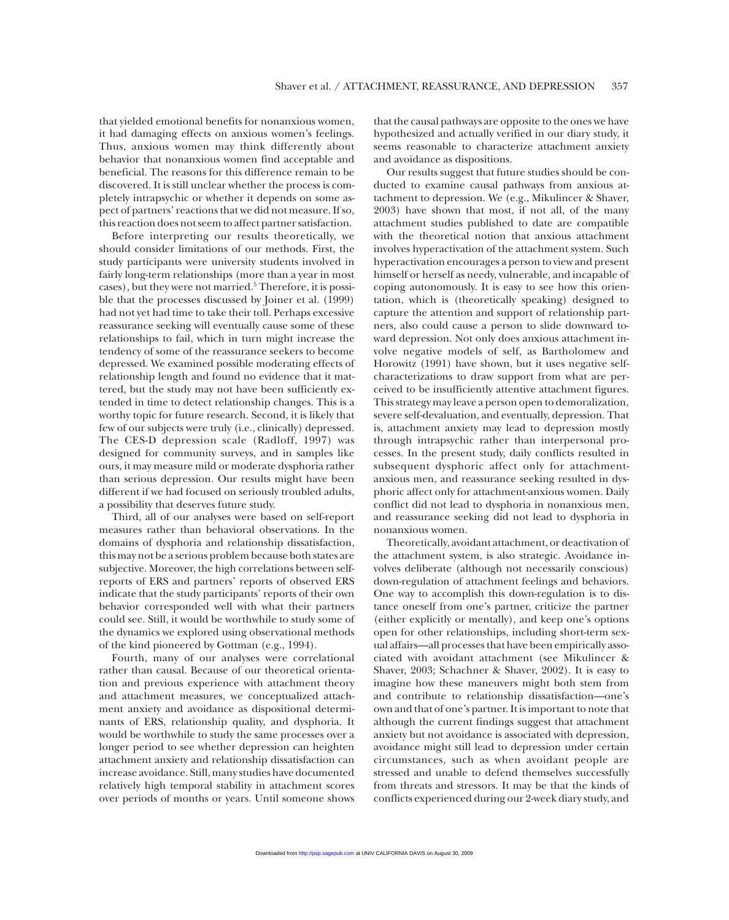that yielded emotional benefits for nonanxious women, it had damaging effects on anxious women's feelings. Thus, anxious women may think differently about behavior that nonanxious women find acceptable and beneficial. The reasons for this difference remain to be discovered. It is still unclear whether the process is completely intrapsychic or whether it depends on some aspect of partners' reactions that we did not measure. If so, this reaction does not seem to affect partner satisfaction.

Before interpreting our results theoretically, we should consider limitations of our methods. First, the study participants were university students involved in fairly long-term relationships (more than a year in most cases), but they were not married.[5] Therefore, it is possible that the processes discussed by Joiner et al. (1999) had not yet had time to take their toll. Perhaps excessive reassurance seeking will eventually cause some of these relationships to fail, which in turn might increase the tendency of some of the reassurance seekers to become depressed. We examined possible moderating effects of relationship length and found no evidence that it mattered, but the study may not have been sufficiently extended in time to detect relationship changes. This is a worthy topic for future research. Second, it is likely that few of our subjects were truly (i.e., clinically) depressed. The CES-D depression scale (Radloff, 1997) was designed for community surveys, and in samples like ours, it may measure mild or moderate dysphoria rather than serious depression. Our results might have been different if we had focused on seriously troubled adults, a possibility that deserves future study.

Third, all of our analyses were based on self-report measures rather than behavioral observations. In the domains of dysphoria and relationship dissatisfaction, this may not be a serious problem because both states are subjective. Moreover, the high correlations between self-reports of ERS and partners' reports of observed ERS indicate that the study participants' reports of their own behavior corresponded well with what their partners could see. Still, it would be worthwhile to study some of the dynamics we explored using observational methods of the kind pioneered by Gottman (e.g., 1994).

Fourth, many of our analyses were correlational rather than causal. Because of our theoretical orientation and previous experience with attachment theory and attachment measures, we conceptualized attachment anxiety and avoidance as dispositional determinants of ERS, relationship quality, and dysphoria. It would be worthwhile to study the same processes over a longer period to see whether depression can heighten attachment anxiety and relationship dissatisfaction can increase avoidance. Still, many studies have documented relatively high temporal stability in attachment scores over periods of months or years. Until someone shows that the causal pathways are opposite to the ones we have hypothesized and actually verified in our diary study, it seems reasonable to characterize attachment anxiety and avoidance as dispositions.

Our results suggest that future studies should be conducted to examine causal pathways from anxious attachment to depression. We (e.g., Mikulincer & Shaver, 2003) have shown that most, if not all, of the many attachment studies published to date are compatible with the theoretical notion that anxious attachment involves hyperactivation of the attachment system. Such hyperactivation encourages a person to view and present himself or herself as needy, vulnerable, and incapable of coping autonomously. It is easy to see how this orientation, which is (theoretically speaking) designed to capture the attention and support of relationship partners, also could cause a person to slide downward toward depression. Not only does anxious attachment involve negative models of self, as Bartholomew and Horowitz (1991) have shown, but it uses negative self-characterizations to draw support from what are perceived to be insufficiently attentive attachment figures. This strategy may leave a person open to demoralization, severe self-devaluation, and eventually, depression. That is, attachment anxiety may lead to depression mostly through intrapsychic rather than interpersonal processes. In the present study, daily conflicts resulted in subsequent dysphoric affect only for attachment-anxious men, and reassurance seeking resulted in dysphoric affect only for attachment-anxious women. Daily conflict did not lead to dysphoria in nonanxious men, and reassurance seeking did not lead to dysphoria in nonanxious women.

Theoretically, avoidant attachment, or deactivation of the attachment system, is also strategic. Avoidance involves deliberate (although not necessarily conscious) down-regulation of attachment feelings and behaviors. One way to accomplish this down-regulation is to distance oneself from one's partner, criticize the partner (either explicitly or mentally), and keep one's options open for other relationships, including short-term sexual affairs—all processes that have been empirically associated with avoidant attachment (see Mikulincer & Shaver, 2003; Schachner & Shaver, 2002). It is easy to imagine how these maneuvers might both stem from and contribute to relationship dissatisfaction—one's own and that of one's partner. It is important to note that although the current findings suggest that attachment anxiety but not avoidance is associated with depression, avoidance might still lead to depression under certain circumstances, such as when avoidant people are stressed and unable to defend themselves successfully from threats and stressors. It may be that the kinds of conflicts experienced during our 2-week diary study, and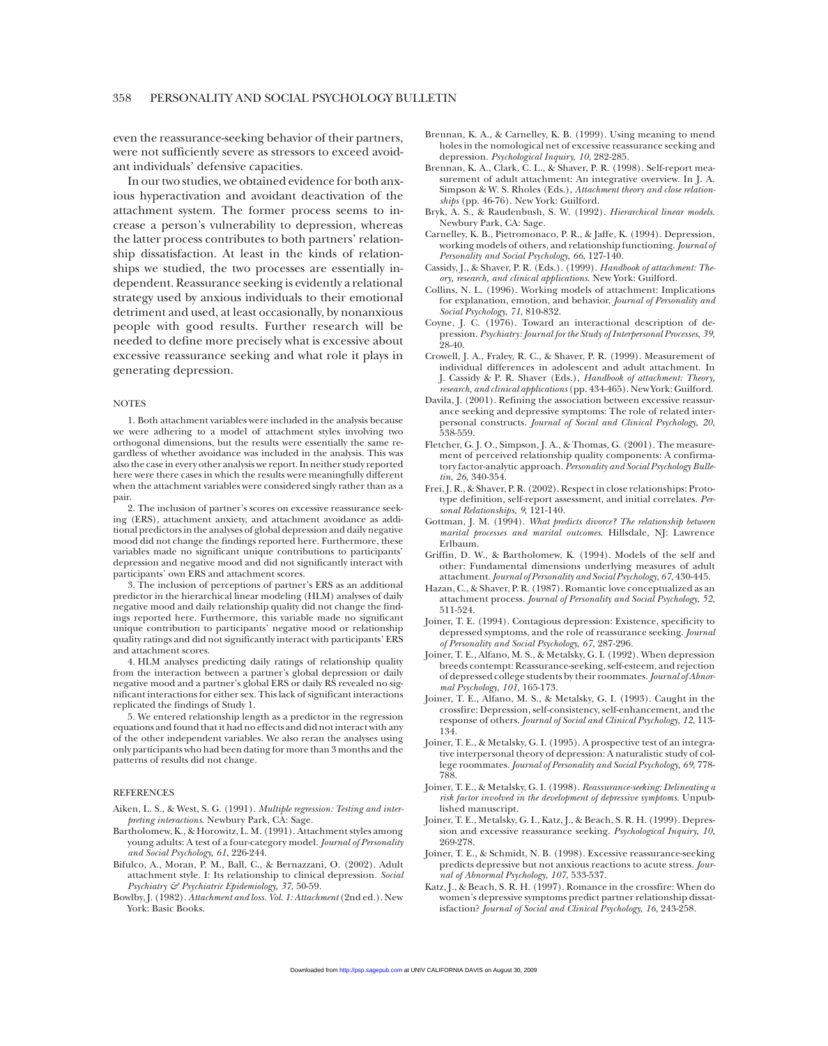even the reassurance-seeking behavior of their partners, were not sufficiently severe as stressors to exceed avoidant individuals' defensive capacities.

In our two studies, we obtained evidence for both anxious hyperactivation and avoidant deactivation of the attachment system. The former process seems to increase a person's vulnerability to depression, whereas the latter process contributes to both partners' relationship dissatisfaction. At least in the kinds of relationships we studied, the two processes are essentially independent. Reassurance seeking is evidently a relational strategy used by anxious individuals to their emotional detriment and used, at least occasionally, by nonanxious people with good results. Further research will be needed to define more precisely what is excessive about excessive reassurance seeking and what role it plays in generating depression.

## NOTES

1. Both attachment variables were included in the analysis because we were adhering to a model of attachment styles involving two orthogonal dimensions, but the results were essentially the same regardless of whether avoidance was included in the analysis. This was also the case in every other analysis we report. In neither study reported here were there cases in which the results were meaningfully different when the attachment variables were considered singly rather than as a pair.

2. The inclusion of partner's scores on excessive reassurance seeking (ERS), attachment anxiety, and attachment avoidance as additional predictors in the analyses of global depression and daily negative mood did not change the findings reported here. Furthermore, these variables made no significant unique contributions to participants' depression and negative mood and did not significantly interact with participants' own ERS and attachment scores.

3. The inclusion of perceptions of partner's ERS as an additional predictor in the hierarchical linear modeling (HLM) analyses of daily negative mood and daily relationship quality did not change the findings reported here. Furthermore, this variable made no significant unique contribution to participants' negative mood or relationship quality ratings and did not significantly interact with participants' ERS and attachment scores.

4. HLM analyses predicting daily ratings of relationship quality from the interaction between a partner's global depression or daily negative mood and a partner's global ERS or daily RS revealed no significant interactions for either sex. This lack of significant interactions replicated the findings of Study 1.

5. We entered relationship length as a predictor in the regression equations and found that it had no effects and did not interact with any of the other independent variables. We also reran the analyses using only participants who had been dating for more than 3 months and the patterns of results did not change.

## REFERENCES

Aiken, L. S., & West, S. G. (1991). *Multiple regression: Testing and interpreting interactions*. Newbury Park, CA: Sage.

Bartholomew, K., & Horowitz, L. M. (1991). Attachment styles among young adults: A test of a four-category model. *Journal of Personality and Social Psychology*, *61*, 226-244.

Bifulco, A., Moran, P. M., Ball, C., & Bernazzani, O. (2002). Adult attachment style. I: Its relationship to clinical depression. *Social Psychiatry & Psychiatric Epidemiology*, *37*, 50-59.

Bowlby, J. (1982). *Attachment and loss. Vol. 1: Attachment* (2nd ed.). New York: Basic Books.

Brennan, K. A., & Carnelley, K. B. (1999). Using meaning to mend holes in the nomological net of excessive reassurance seeking and depression. *Psychological Inquiry*, *10*, 282-285.

Brennan, K. A., Clark, C. L., & Shaver, P. R. (1998). Self-report measurement of adult attachment: An integrative overview. In J. A. Simpson & W. S. Rholes (Eds.), *Attachment theory and close relationships* (pp. 46-76). New York: Guilford.

Bryk, A. S., & Raudenbush, S. W. (1992). *Hierarchical linear models*. Newbury Park, CA: Sage.

Carnelley, K. B., Pietromonaco, P. R., & Jaffe, K. (1994). Depression, working models of others, and relationship functioning. *Journal of Personality and Social Psychology*, *66*, 127-140.

Cassidy, J., & Shaver, P. R. (Eds.). (1999). *Handbook of attachment: Theory, research, and clinical applications*. New York: Guilford.

Collins, N. L. (1996). Working models of attachment: Implications for explanation, emotion, and behavior. *Journal of Personality and Social Psychology*, *71*, 810-832.

Coyne, J. C. (1976). Toward an interactional description of depression. *Psychiatry: Journal for the Study of Interpersonal Processes*, *39*, 28-40.

Crowell, J. A., Fraley, R. C., & Shaver, P. R. (1999). Measurement of individual differences in adolescent and adult attachment. In J. Cassidy & P. R. Shaver (Eds.), *Handbook of attachment: Theory, research, and clinical applications* (pp. 434-465). New York: Guilford.

Davila, J. (2001). Refining the association between excessive reassurance seeking and depressive symptoms: The role of related interpersonal constructs. *Journal of Social and Clinical Psychology*, *20*, 538-559.

Fletcher, G. J. O., Simpson, J. A., & Thomas, G. (2001). The measurement of perceived relationship quality components: A confirmatory factor-analytic approach. *Personality and Social Psychology Bulletin*, *26*, 340-354.

Frei, J. R., & Shaver, P. R. (2002). Respect in close relationships: Prototype definition, self-report assessment, and initial correlates. *Personal Relationships*, *9*, 121-140.

Gottman, J. M. (1994). *What predicts divorce? The relationship between marital processes and marital outcomes*. Hillsdale, NJ: Lawrence Erlbaum.

Griffin, D. W., & Bartholomew, K. (1994). Models of the self and other: Fundamental dimensions underlying measures of adult attachment. *Journal of Personality and Social Psychology*, *67*, 430-445.

Hazan, C., & Shaver, P. R. (1987). Romantic love conceptualized as an attachment process. *Journal of Personality and Social Psychology*, *52*, 511-524.

Joiner, T. E. (1994). Contagious depression: Existence, specificity to depressed symptoms, and the role of reassurance seeking. *Journal of Personality and Social Psychology*, *67*, 287-296.

Joiner, T. E., Alfano, M. S., & Metalsky, G. I. (1992). When depression breeds contempt: Reassurance-seeking, self-esteem, and rejection of depressed college students by their roommates. *Journal of Abnormal Psychology*, *101*, 165-173.

Joiner, T. E., Alfano, M. S., & Metalsky, G. I. (1993). Caught in the crossfire: Depression, self-consistency, self-enhancement, and the response of others. *Journal of Social and Clinical Psychology*, *12*, 113-134.

Joiner, T. E., & Metalsky, G. I. (1995). A prospective test of an integrative interpersonal theory of depression: A naturalistic study of college roommates. *Journal of Personality and Social Psychology*, *69*, 778-788.

Joiner, T. E., & Metalsky, G. I. (1998). *Reassurance-seeking: Delineating a risk factor involved in the development of depressive symptoms*. Unpublished manuscript.

Joiner, T. E., Metalsky, G. I., Katz, J., & Beach, S. R. H. (1999). Depression and excessive reassurance seeking. *Psychological Inquiry*, *10*, 269-278.

Joiner, T. E., & Schmidt, N. B. (1998). Excessive reassurance-seeking predicts depressive but not anxious reactions to acute stress. *Journal of Abnormal Psychology*, *107*, 533-537.

Katz, J., & Beach, S. R. H. (1997). Romance in the crossfire: When do women's depressive symptoms predict partner relationship dissatisfaction? *Journal of Social and Clinical Psychology*, *16*, 243-258.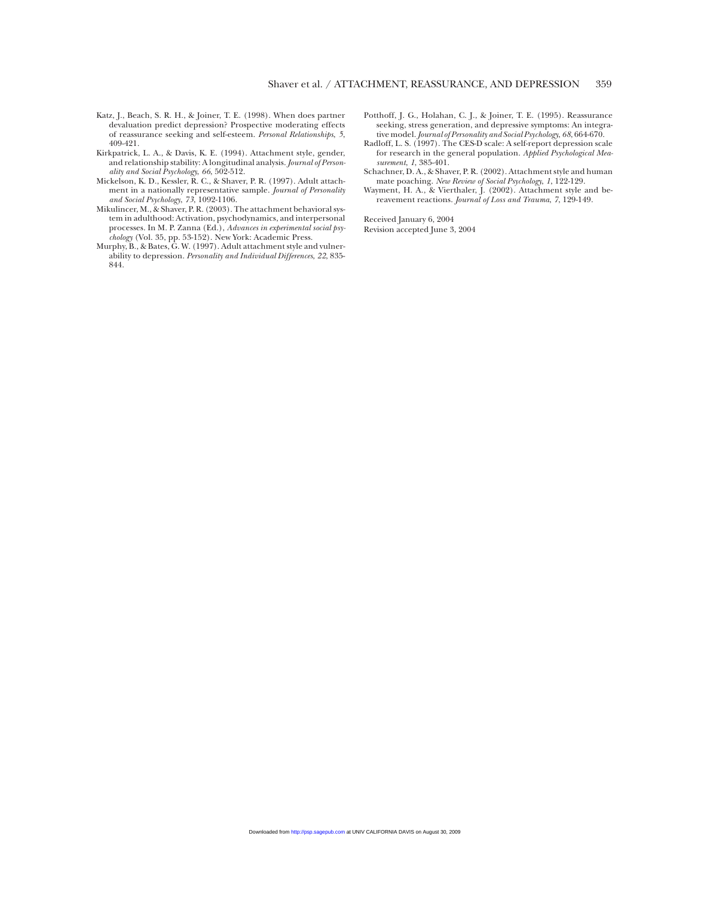Katz, J., Beach, S. R. H., & Joiner, T. E. (1998). When does partner devaluation predict depression? Prospective moderating effects of reassurance seeking and self-esteem. *Personal Relationships*, *5*, 409-421.

Kirkpatrick, L. A., & Davis, K. E. (1994). Attachment style, gender, and relationship stability: A longitudinal analysis. *Journal of Personality and Social Psychology*, *66*, 502-512.

Mickelson, K. D., Kessler, R. C., & Shaver, P. R. (1997). Adult attachment in a nationally representative sample. *Journal of Personality and Social Psychology*, *73*, 1092-1106.

Mikulincer, M., & Shaver, P. R. (2003). The attachment behavioral system in adulthood: Activation, psychodynamics, and interpersonal processes. In M. P. Zanna (Ed.), *Advances in experimental social psychology* (Vol. 35, pp. 53-152). New York: Academic Press.

Murphy, B., & Bates, G. W. (1997). Adult attachment style and vulnerability to depression. *Personality and Individual Differences*, *22*, 835-844.

Potthoff, J. G., Holahan, C. J., & Joiner, T. E. (1995). Reassurance seeking, stress generation, and depressive symptoms: An integrative model. *Journal of Personality and Social Psychology*, *68*, 664-670.

Radloff, L. S. (1997). The CES-D scale: A self-report depression scale for research in the general population. *Applied Psychological Measurement*, *1*, 385-401.

Schachner, D. A., & Shaver, P. R. (2002). Attachment style and human mate poaching. *New Review of Social Psychology*, *1*, 122-129.

Wayment, H. A., & Vierthaler, J. (2002). Attachment style and bereavement reactions. *Journal of Loss and Trauma*, *7*, 129-149.

Received January 6, 2004

Revision accepted June 3, 2004